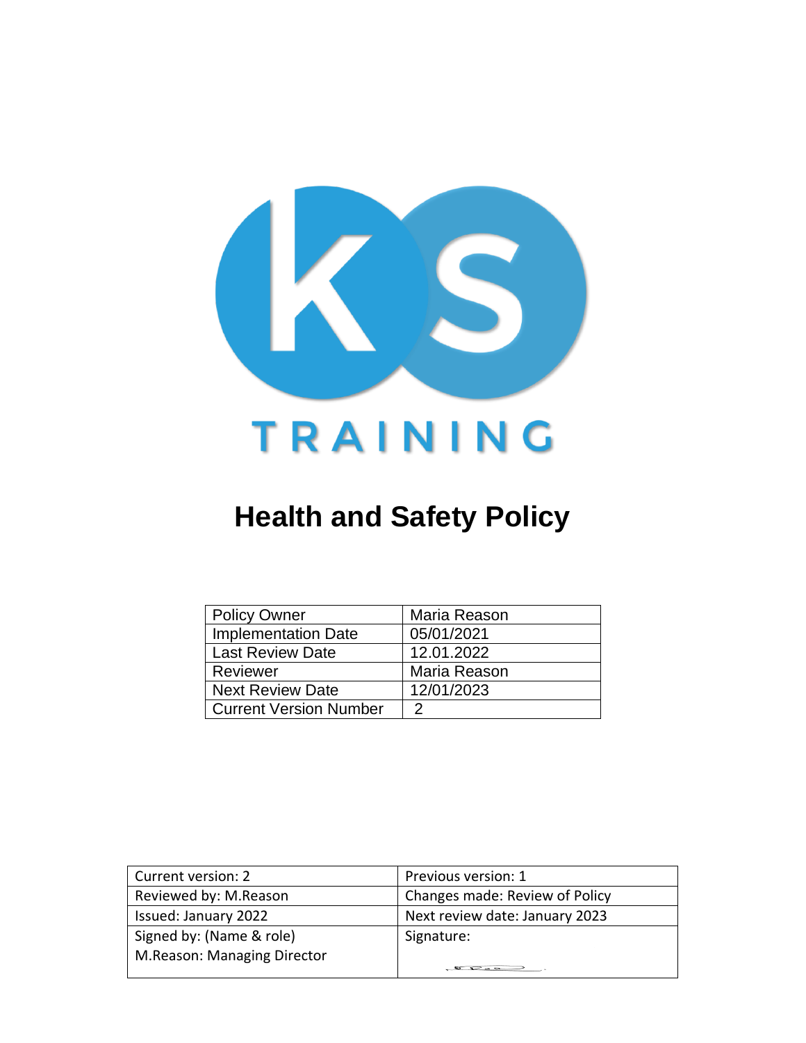# Health and Safety Policy

| Policy Owner | Maria Reason |
| --- | --- |
| Implementation Date | 05/01/2021 |
| Last Review Date | 12.01.2022 |
| Reviewer | Maria Reason |
| Next Review Date | 12/01/2023 |
| Current Version Number | 2 |

| Current version: 2 | Previous version: 1 |
| --- | --- |
| Reviewed by: M.Reason | Changes made: Review of Policy |
| Issued: January 2022 | Next review date: January 2023 |
| Signed by: (Name & role) M.Reason: Managing Director | Signature: |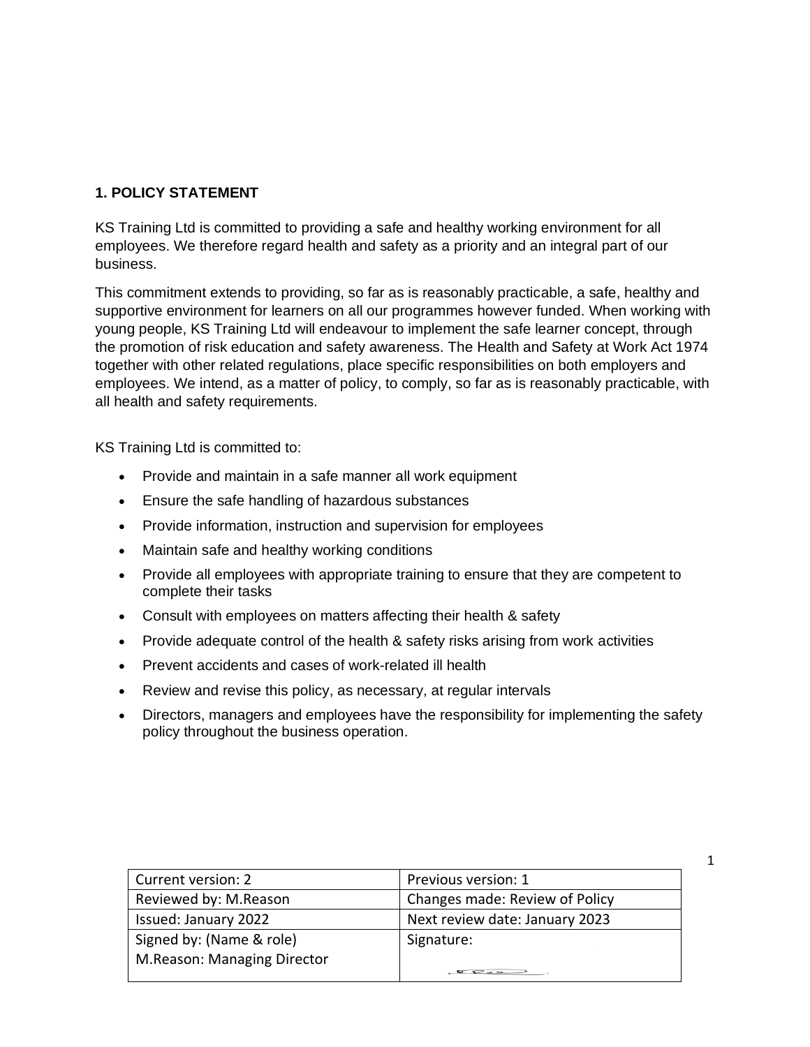## 1. POLICY STATEMENT

KS Training Ltd is committed to providing a safe and healthy working environment for all employees. We therefore regard health and safety as a priority and an integral part of our business.

This commitment extends to providing, so far as is reasonably practicable, a safe, healthy and supportive environment for learners on all our programmes however funded. When working with young people, KS Training Ltd will endeavour to implement the safe learner concept, through the promotion of risk education and safety awareness. The Health and Safety at Work Act 1974 together with other related regulations, place specific responsibilities on both employers and employees. We intend, as a matter of policy, to comply, so far as is reasonably practicable, with all health and safety requirements.

KS Training Ltd is committed to:

- Provide and maintain in a safe manner all work equipment
- Ensure the safe handling of hazardous substances
- Provide information, instruction and supervision for employees
- Maintain safe and healthy working conditions
- Provide all employees with appropriate training to ensure that they are competent to complete their tasks
- Consult with employees on matters affecting their health & safety
- Provide adequate control of the health & safety risks arising from work activities
- Prevent accidents and cases of work-related ill health
- Review and revise this policy, as necessary, at regular intervals
- Directors, managers and employees have the responsibility for implementing the safety policy throughout the business operation.

| Current version: 2 | Previous version: 1 |
|---|---|
| Reviewed by: M.Reason | Changes made: Review of Policy |
| Issued: January 2022 | Next review date: January 2023 |
| Signed by: (Name & role) M.Reason: Managing Director | Signature: |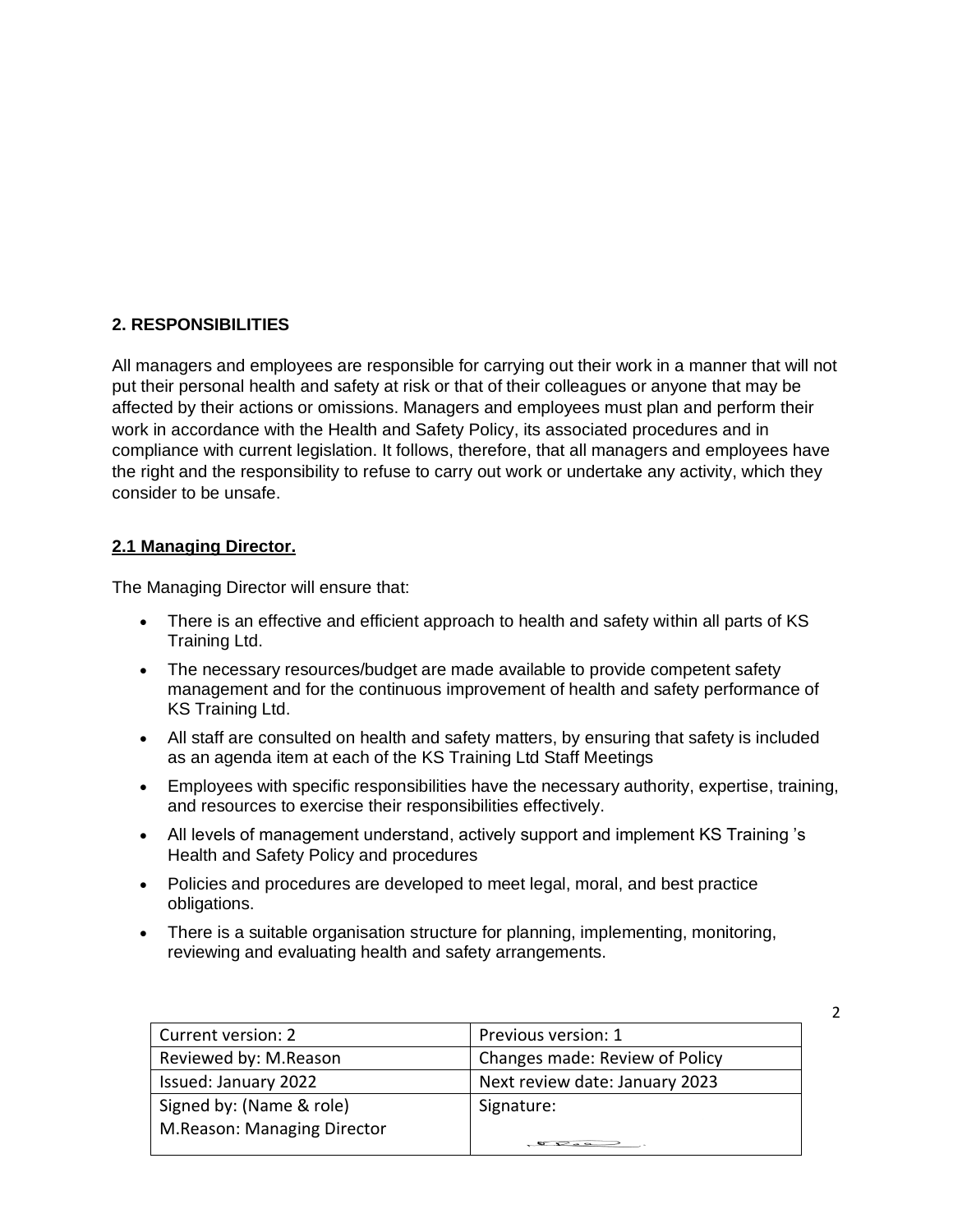## 2. RESPONSIBILITIES

All managers and employees are responsible for carrying out their work in a manner that will not put their personal health and safety at risk or that of their colleagues or anyone that may be affected by their actions or omissions. Managers and employees must plan and perform their work in accordance with the Health and Safety Policy, its associated procedures and in compliance with current legislation. It follows, therefore, that all managers and employees have the right and the responsibility to refuse to carry out work or undertake any activity, which they consider to be unsafe.

### 2.1 Managing Director.

The Managing Director will ensure that:

- There is an effective and efficient approach to health and safety within all parts of KS Training Ltd.
- The necessary resources/budget are made available to provide competent safety management and for the continuous improvement of health and safety performance of KS Training Ltd.
- All staff are consulted on health and safety matters, by ensuring that safety is included as an agenda item at each of the KS Training Ltd Staff Meetings
- Employees with specific responsibilities have the necessary authority, expertise, training, and resources to exercise their responsibilities effectively.
- All levels of management understand, actively support and implement KS Training 's Health and Safety Policy and procedures
- Policies and procedures are developed to meet legal, moral, and best practice obligations.
- There is a suitable organisation structure for planning, implementing, monitoring, reviewing and evaluating health and safety arrangements.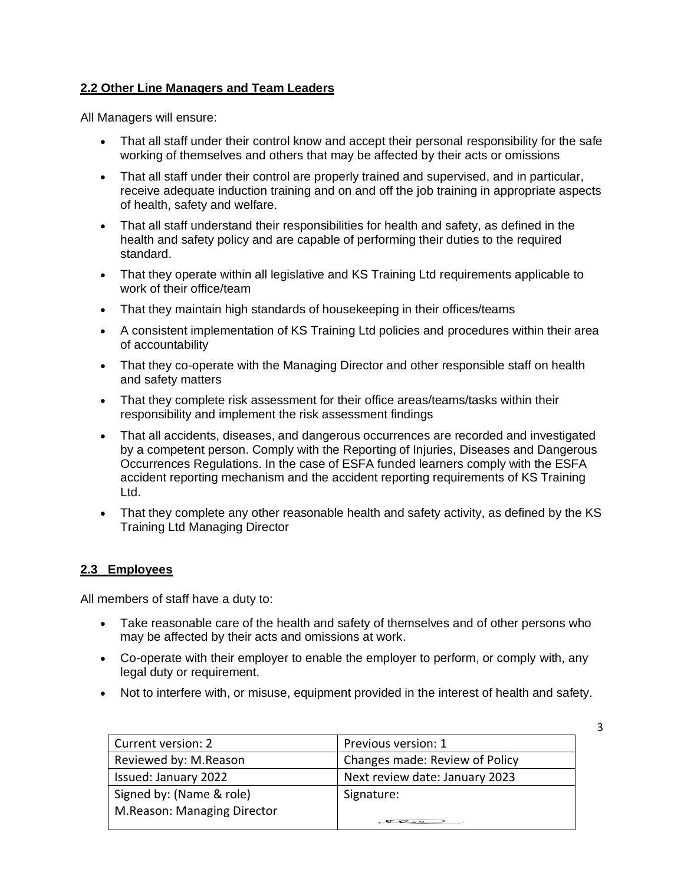### 2.2 Other Line Managers and Team Leaders

All Managers will ensure:

- That all staff under their control know and accept their personal responsibility for the safe working of themselves and others that may be affected by their acts or omissions
- That all staff under their control are properly trained and supervised, and in particular, receive adequate induction training and on and off the job training in appropriate aspects of health, safety and welfare.
- That all staff understand their responsibilities for health and safety, as defined in the health and safety policy and are capable of performing their duties to the required standard.
- That they operate within all legislative and KS Training Ltd requirements applicable to work of their office/team
- That they maintain high standards of housekeeping in their offices/teams
- A consistent implementation of KS Training Ltd policies and procedures within their area of accountability
- That they co-operate with the Managing Director and other responsible staff on health and safety matters
- That they complete risk assessment for their office areas/teams/tasks within their responsibility and implement the risk assessment findings
- That all accidents, diseases, and dangerous occurrences are recorded and investigated by a competent person. Comply with the Reporting of Injuries, Diseases and Dangerous Occurrences Regulations. In the case of ESFA funded learners comply with the ESFA accident reporting mechanism and the accident reporting requirements of KS Training Ltd.
- That they complete any other reasonable health and safety activity, as defined by the KS Training Ltd Managing Director

### 2.3 Employees

All members of staff have a duty to:

- Take reasonable care of the health and safety of themselves and of other persons who may be affected by their acts and omissions at work.
- Co-operate with their employer to enable the employer to perform, or comply with, any legal duty or requirement.
- Not to interfere with, or misuse, equipment provided in the interest of health and safety.

| Current version: 2 | Previous version: 1 |
|---|---|
| Reviewed by: M.Reason | Changes made: Review of Policy |
| Issued: January 2022 | Next review date: January 2023 |
| Signed by: (Name & role) M.Reason: Managing Director | Signature: |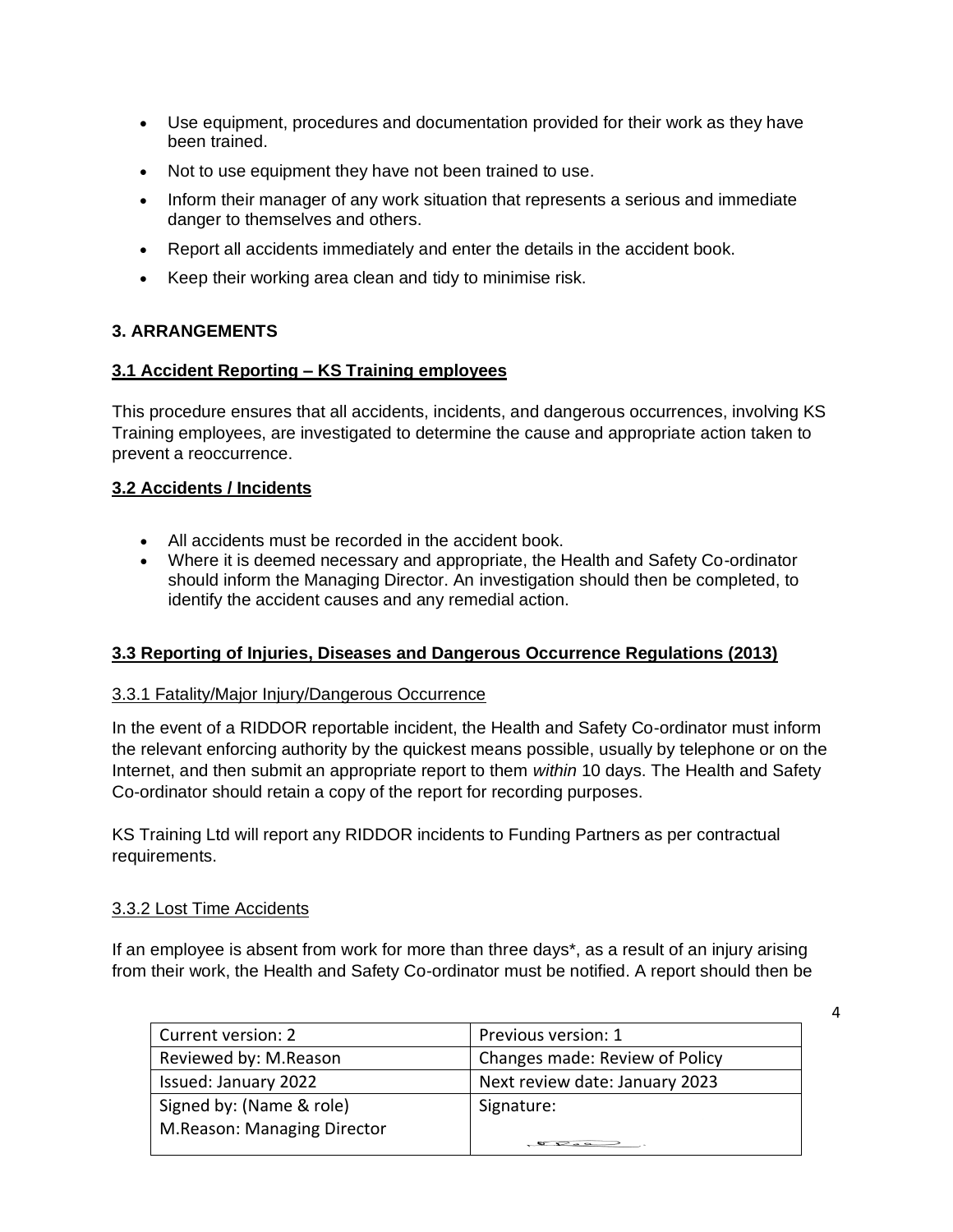- Use equipment, procedures and documentation provided for their work as they have been trained.
- Not to use equipment they have not been trained to use.
- Inform their manager of any work situation that represents a serious and immediate danger to themselves and others.
- Report all accidents immediately and enter the details in the accident book.
- Keep their working area clean and tidy to minimise risk.

## 3. ARRANGEMENTS

### 3.1 Accident Reporting – KS Training employees

This procedure ensures that all accidents, incidents, and dangerous occurrences, involving KS Training employees, are investigated to determine the cause and appropriate action taken to prevent a reoccurrence.

### 3.2 Accidents / Incidents

- All accidents must be recorded in the accident book.
- Where it is deemed necessary and appropriate, the Health and Safety Co-ordinator should inform the Managing Director. An investigation should then be completed, to identify the accident causes and any remedial action.

### 3.3 Reporting of Injuries, Diseases and Dangerous Occurrence Regulations (2013)

#### 3.3.1 Fatality/Major Injury/Dangerous Occurrence

In the event of a RIDDOR reportable incident, the Health and Safety Co-ordinator must inform the relevant enforcing authority by the quickest means possible, usually by telephone or on the Internet, and then submit an appropriate report to them *within* 10 days. The Health and Safety Co-ordinator should retain a copy of the report for recording purposes.

KS Training Ltd will report any RIDDOR incidents to Funding Partners as per contractual requirements.

#### 3.3.2 Lost Time Accidents

If an employee is absent from work for more than three days*, as a result of an injury arising from their work, the Health and Safety Co-ordinator must be notified. A report should then be

| Current version: 2 | Previous version: 1 |
| --- | --- |
| Reviewed by: M.Reason | Changes made: Review of Policy |
| Issued: January 2022 | Next review date: January 2023 |
| Signed by: (Name & role) M.Reason: Managing Director | Signature: |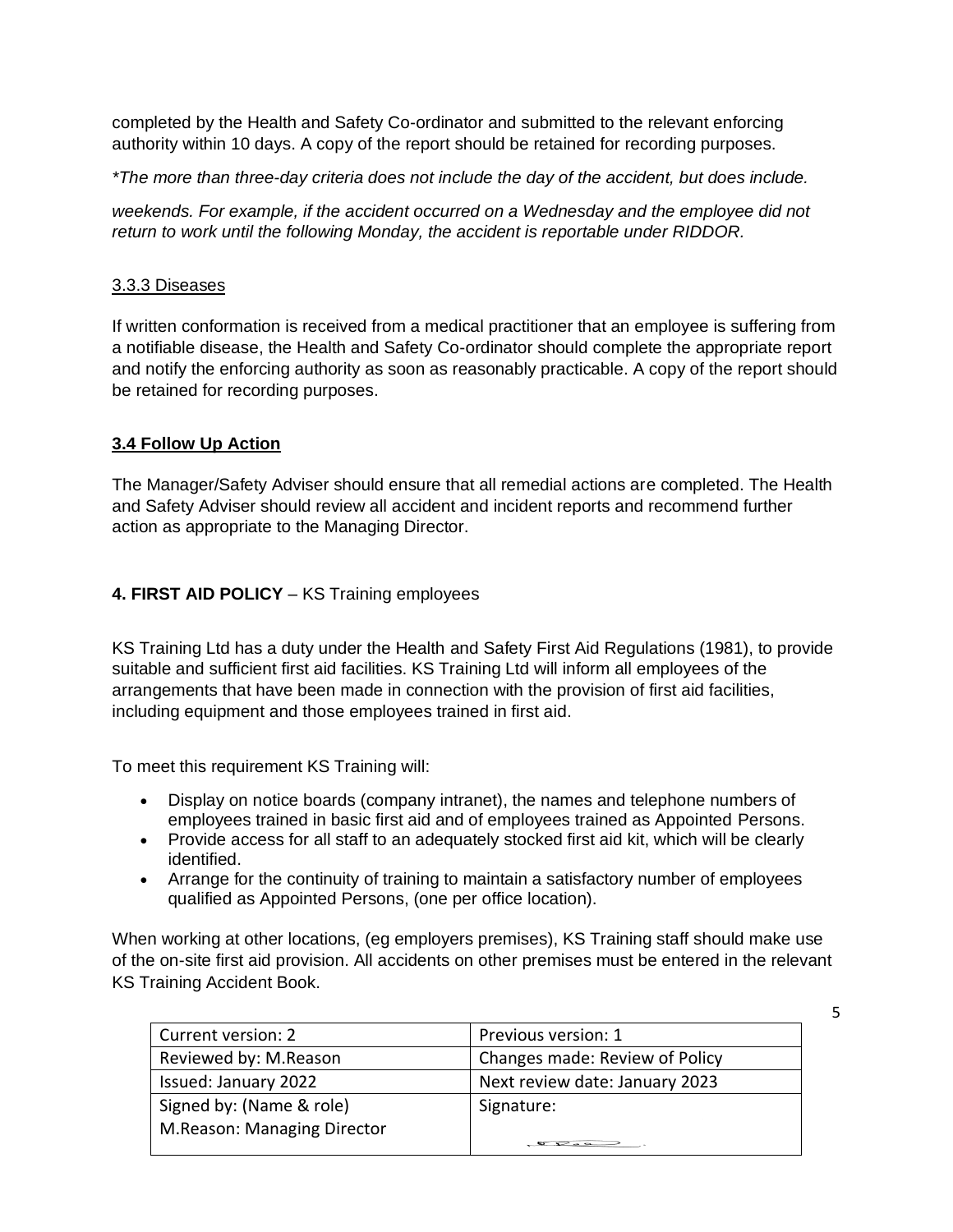completed by the Health and Safety Co-ordinator and submitted to the relevant enforcing authority within 10 days. A copy of the report should be retained for recording purposes.

*\*The more than three-day criteria does not include the day of the accident, but does include.*

*weekends. For example, if the accident occurred on a Wednesday and the employee did not return to work until the following Monday, the accident is reportable under RIDDOR.*

#### 3.3.3 Diseases

If written conformation is received from a medical practitioner that an employee is suffering from a notifiable disease, the Health and Safety Co-ordinator should complete the appropriate report and notify the enforcing authority as soon as reasonably practicable. A copy of the report should be retained for recording purposes.

### 3.4 Follow Up Action

The Manager/Safety Adviser should ensure that all remedial actions are completed. The Health and Safety Adviser should review all accident and incident reports and recommend further action as appropriate to the Managing Director.

## 4. FIRST AID POLICY – KS Training employees

KS Training Ltd has a duty under the Health and Safety First Aid Regulations (1981), to provide suitable and sufficient first aid facilities. KS Training Ltd will inform all employees of the arrangements that have been made in connection with the provision of first aid facilities, including equipment and those employees trained in first aid.

To meet this requirement KS Training will:

- Display on notice boards (company intranet), the names and telephone numbers of employees trained in basic first aid and of employees trained as Appointed Persons.
- Provide access for all staff to an adequately stocked first aid kit, which will be clearly identified.
- Arrange for the continuity of training to maintain a satisfactory number of employees qualified as Appointed Persons, (one per office location).

When working at other locations, (eg employers premises), KS Training staff should make use of the on-site first aid provision. All accidents on other premises must be entered in the relevant KS Training Accident Book.

| Current version: 2 | Previous version: 1 |
|---|---|
| Reviewed by: M.Reason | Changes made: Review of Policy |
| Issued: January 2022 | Next review date: January 2023 |
| Signed by: (Name & role) M.Reason: Managing Director | Signature: |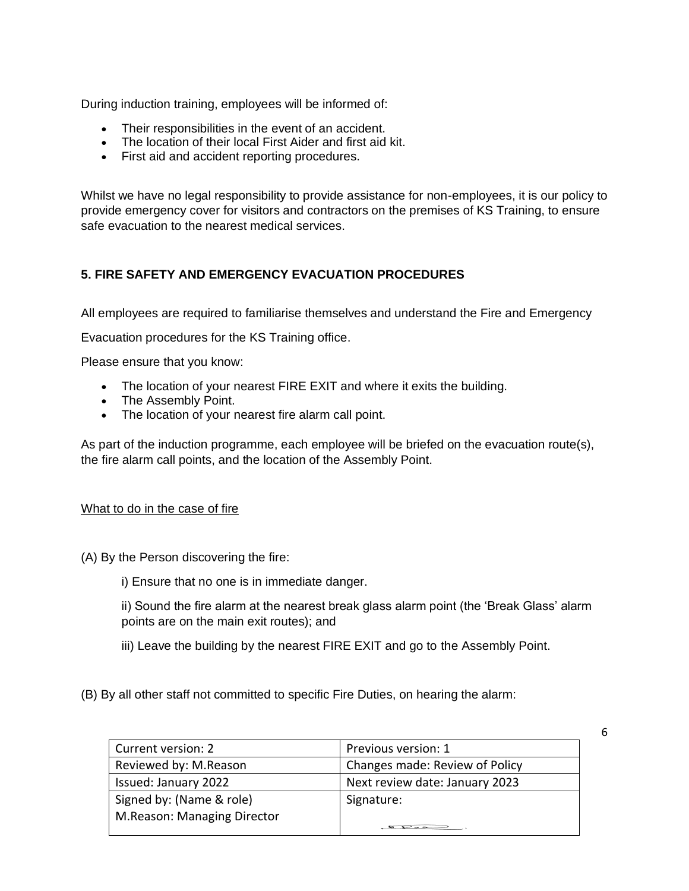During induction training, employees will be informed of:

- Their responsibilities in the event of an accident.
- The location of their local First Aider and first aid kit.
- First aid and accident reporting procedures.

Whilst we have no legal responsibility to provide assistance for non-employees, it is our policy to provide emergency cover for visitors and contractors on the premises of KS Training, to ensure safe evacuation to the nearest medical services.

### 5. FIRE SAFETY AND EMERGENCY EVACUATION PROCEDURES

All employees are required to familiarise themselves and understand the Fire and Emergency Evacuation procedures for the KS Training office.

Please ensure that you know:

- The location of your nearest FIRE EXIT and where it exits the building.
- The Assembly Point.
- The location of your nearest fire alarm call point.

As part of the induction programme, each employee will be briefed on the evacuation route(s), the fire alarm call points, and the location of the Assembly Point.

<u>What to do in the case of fire</u>

(A) By the Person discovering the fire:

i) Ensure that no one is in immediate danger.

ii) Sound the fire alarm at the nearest break glass alarm point (the 'Break Glass' alarm points are on the main exit routes); and

iii) Leave the building by the nearest FIRE EXIT and go to the Assembly Point.

(B) By all other staff not committed to specific Fire Duties, on hearing the alarm:

| Current version: 2 | Previous version: 1 |
|---|---|
| Reviewed by: M.Reason | Changes made: Review of Policy |
| Issued: January 2022 | Next review date: January 2023 |
| Signed by: (Name & role) M.Reason: Managing Director | Signature: |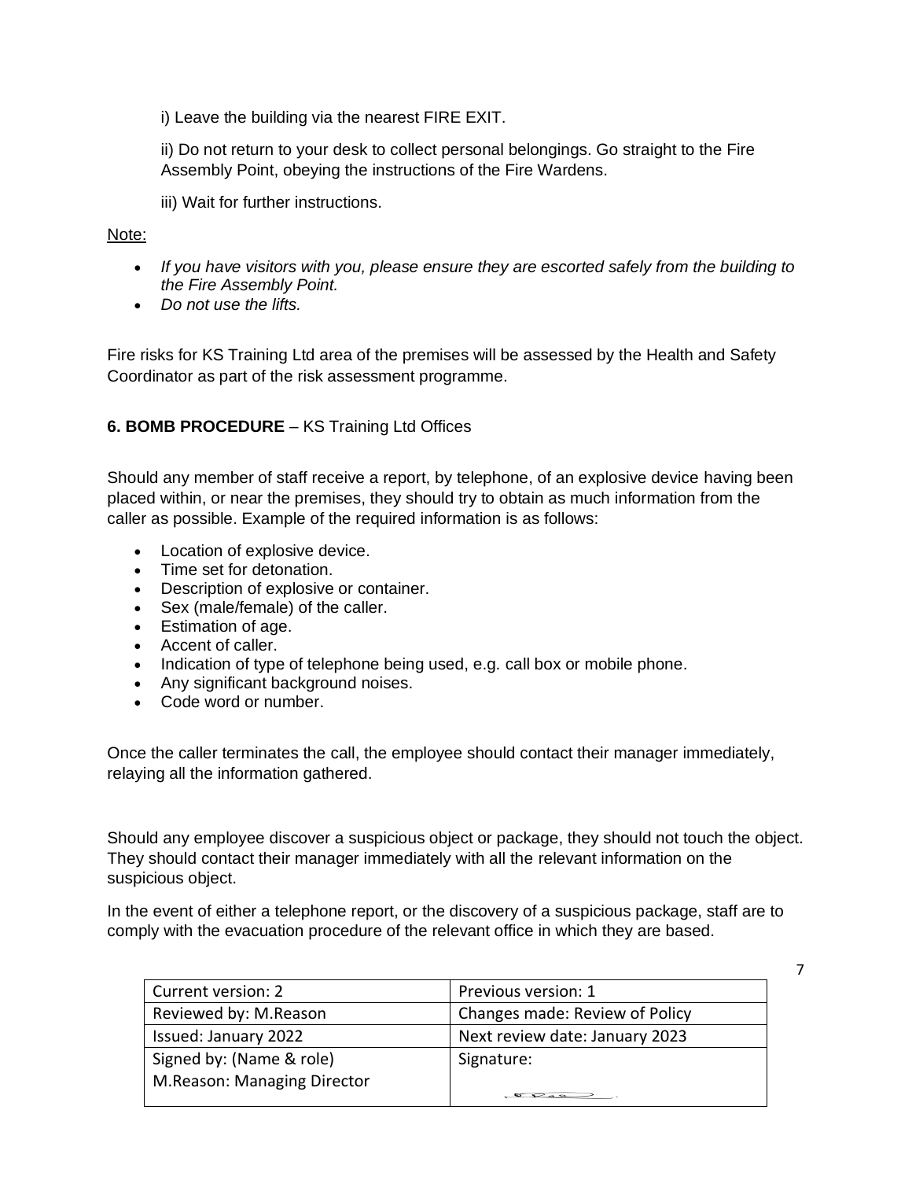i) Leave the building via the nearest FIRE EXIT.

ii) Do not return to your desk to collect personal belongings. Go straight to the Fire Assembly Point, obeying the instructions of the Fire Wardens.

iii) Wait for further instructions.

Note:

- *If you have visitors with you, please ensure they are escorted safely from the building to the Fire Assembly Point.*
- *Do not use the lifts.*

Fire risks for KS Training Ltd area of the premises will be assessed by the Health and Safety Coordinator as part of the risk assessment programme.

**6. BOMB PROCEDURE** – KS Training Ltd Offices

Should any member of staff receive a report, by telephone, of an explosive device having been placed within, or near the premises, they should try to obtain as much information from the caller as possible. Example of the required information is as follows:

- Location of explosive device.
- Time set for detonation.
- Description of explosive or container.
- Sex (male/female) of the caller.
- Estimation of age.
- Accent of caller.
- Indication of type of telephone being used, e.g. call box or mobile phone.
- Any significant background noises.
- Code word or number.

Once the caller terminates the call, the employee should contact their manager immediately, relaying all the information gathered.

Should any employee discover a suspicious object or package, they should not touch the object. They should contact their manager immediately with all the relevant information on the suspicious object.

In the event of either a telephone report, or the discovery of a suspicious package, staff are to comply with the evacuation procedure of the relevant office in which they are based.

| Current version: 2 | Previous version: 1 |
|---|---|
| Reviewed by: M.Reason | Changes made: Review of Policy |
| Issued: January 2022 | Next review date: January 2023 |
| Signed by: (Name & role) M.Reason: Managing Director | Signature: |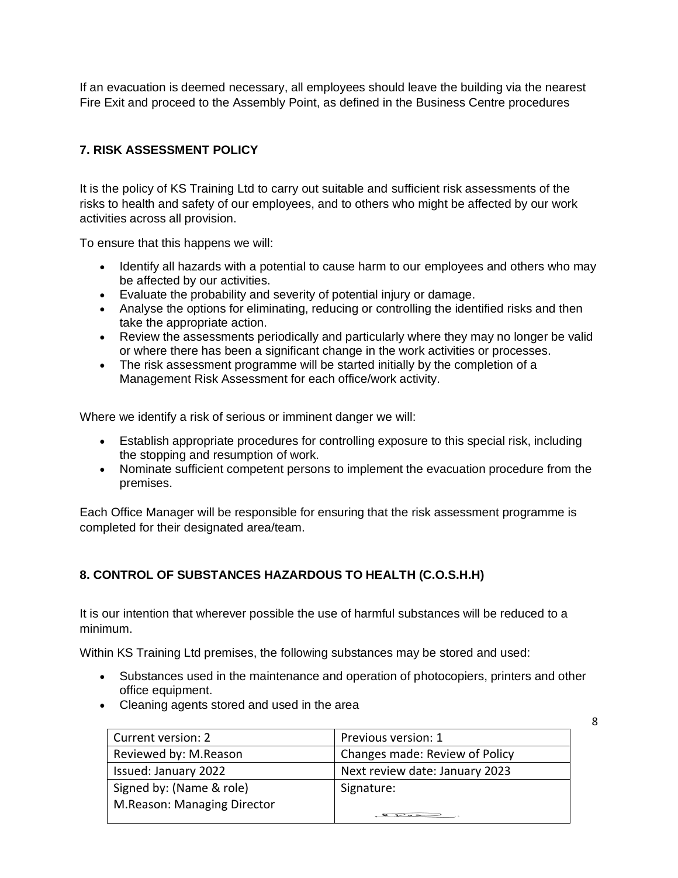If an evacuation is deemed necessary, all employees should leave the building via the nearest Fire Exit and proceed to the Assembly Point, as defined in the Business Centre procedures

### 7. RISK ASSESSMENT POLICY

It is the policy of KS Training Ltd to carry out suitable and sufficient risk assessments of the risks to health and safety of our employees, and to others who might be affected by our work activities across all provision.

To ensure that this happens we will:

- Identify all hazards with a potential to cause harm to our employees and others who may be affected by our activities.
- Evaluate the probability and severity of potential injury or damage.
- Analyse the options for eliminating, reducing or controlling the identified risks and then take the appropriate action.
- Review the assessments periodically and particularly where they may no longer be valid or where there has been a significant change in the work activities or processes.
- The risk assessment programme will be started initially by the completion of a Management Risk Assessment for each office/work activity.

Where we identify a risk of serious or imminent danger we will:

- Establish appropriate procedures for controlling exposure to this special risk, including the stopping and resumption of work.
- Nominate sufficient competent persons to implement the evacuation procedure from the premises.

Each Office Manager will be responsible for ensuring that the risk assessment programme is completed for their designated area/team.

### 8. CONTROL OF SUBSTANCES HAZARDOUS TO HEALTH (C.O.S.H.H)

It is our intention that wherever possible the use of harmful substances will be reduced to a minimum.

Within KS Training Ltd premises, the following substances may be stored and used:

- Substances used in the maintenance and operation of photocopiers, printers and other office equipment.
- Cleaning agents stored and used in the area

| Current version: 2 | Previous version: 1 |
|---|---|
| Reviewed by: M.Reason | Changes made: Review of Policy |
| Issued: January 2022 | Next review date: January 2023 |
| Signed by: (Name & role) M.Reason: Managing Director | Signature: |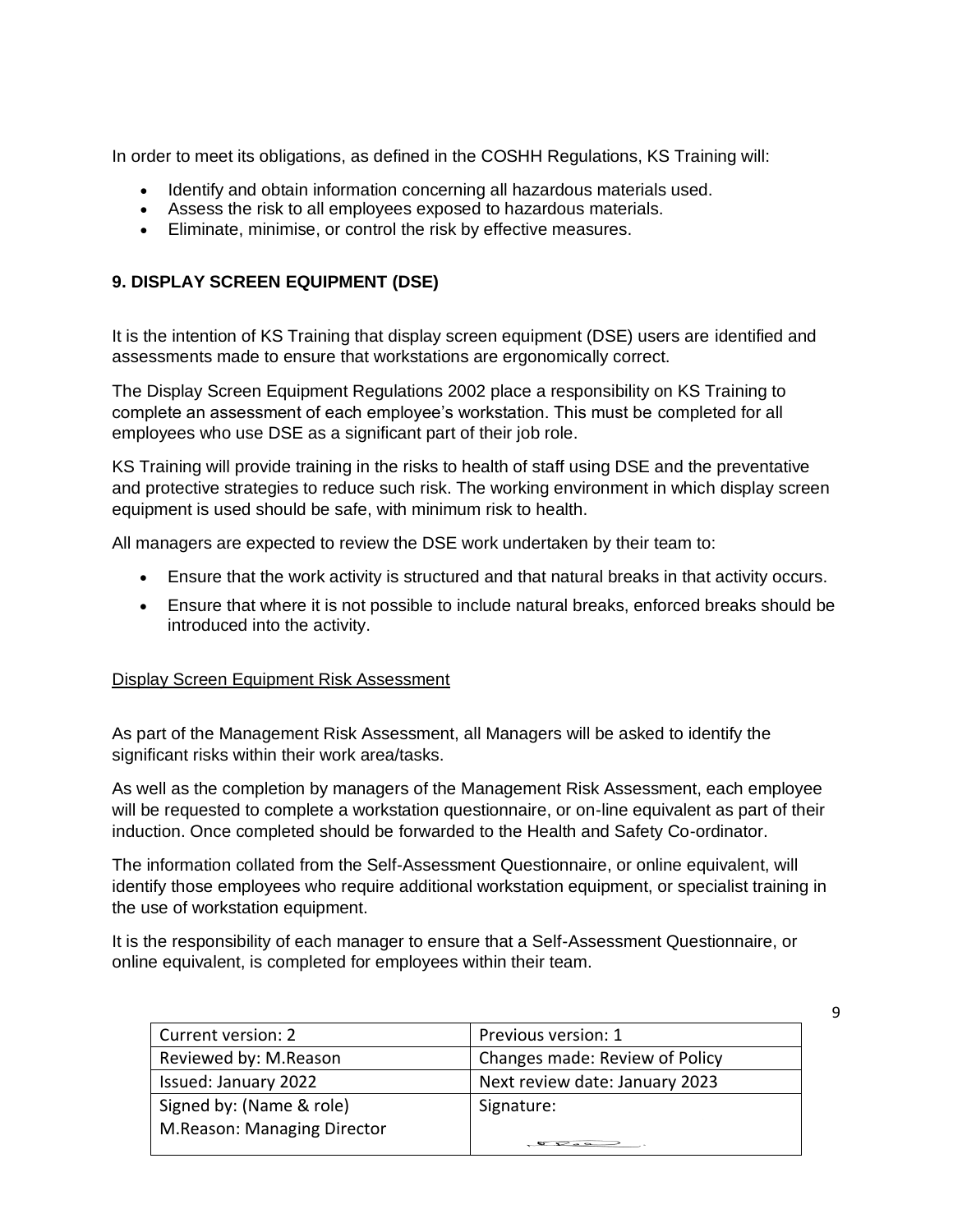In order to meet its obligations, as defined in the COSHH Regulations, KS Training will:

- Identify and obtain information concerning all hazardous materials used.
- Assess the risk to all employees exposed to hazardous materials.
- Eliminate, minimise, or control the risk by effective measures.

## 9. DISPLAY SCREEN EQUIPMENT (DSE)

It is the intention of KS Training that display screen equipment (DSE) users are identified and assessments made to ensure that workstations are ergonomically correct.

The Display Screen Equipment Regulations 2002 place a responsibility on KS Training to complete an assessment of each employee's workstation. This must be completed for all employees who use DSE as a significant part of their job role.

KS Training will provide training in the risks to health of staff using DSE and the preventative and protective strategies to reduce such risk. The working environment in which display screen equipment is used should be safe, with minimum risk to health.

All managers are expected to review the DSE work undertaken by their team to:

- Ensure that the work activity is structured and that natural breaks in that activity occurs.
- Ensure that where it is not possible to include natural breaks, enforced breaks should be introduced into the activity.

<u>Display Screen Equipment Risk Assessment</u>

As part of the Management Risk Assessment, all Managers will be asked to identify the significant risks within their work area/tasks.

As well as the completion by managers of the Management Risk Assessment, each employee will be requested to complete a workstation questionnaire, or on-line equivalent as part of their induction. Once completed should be forwarded to the Health and Safety Co-ordinator.

The information collated from the Self-Assessment Questionnaire, or online equivalent, will identify those employees who require additional workstation equipment, or specialist training in the use of workstation equipment.

It is the responsibility of each manager to ensure that a Self-Assessment Questionnaire, or online equivalent, is completed for employees within their team.

| Current version: 2 | Previous version: 1 |
|---|---|
| Reviewed by: M.Reason | Changes made: Review of Policy |
| Issued: January 2022 | Next review date: January 2023 |
| Signed by: (Name & role) M.Reason: Managing Director | Signature: |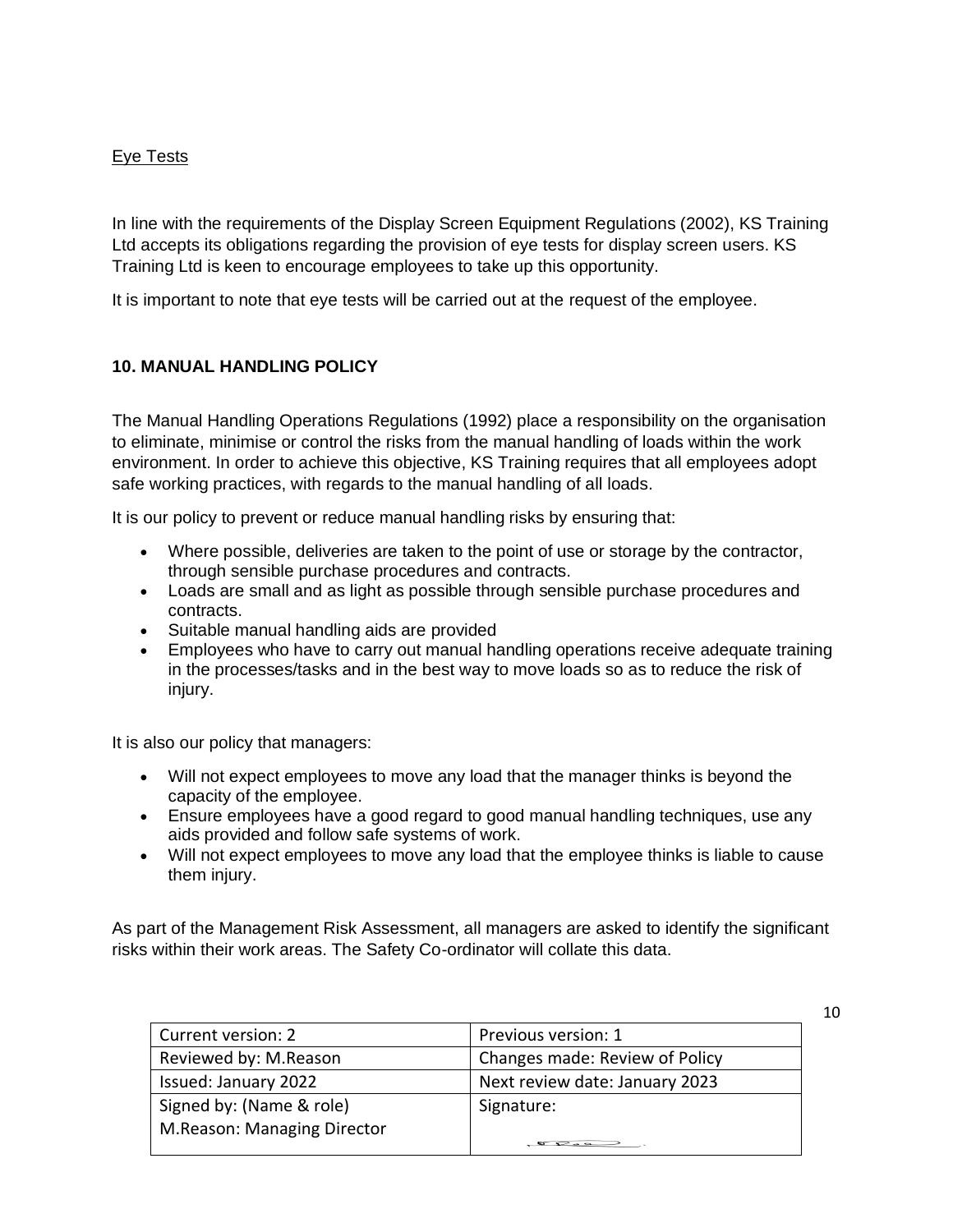Eye Tests

In line with the requirements of the Display Screen Equipment Regulations (2002), KS Training Ltd accepts its obligations regarding the provision of eye tests for display screen users. KS Training Ltd is keen to encourage employees to take up this opportunity.

It is important to note that eye tests will be carried out at the request of the employee.

## 10. MANUAL HANDLING POLICY

The Manual Handling Operations Regulations (1992) place a responsibility on the organisation to eliminate, minimise or control the risks from the manual handling of loads within the work environment. In order to achieve this objective, KS Training requires that all employees adopt safe working practices, with regards to the manual handling of all loads.

It is our policy to prevent or reduce manual handling risks by ensuring that:

- Where possible, deliveries are taken to the point of use or storage by the contractor, through sensible purchase procedures and contracts.
- Loads are small and as light as possible through sensible purchase procedures and contracts.
- Suitable manual handling aids are provided
- Employees who have to carry out manual handling operations receive adequate training in the processes/tasks and in the best way to move loads so as to reduce the risk of injury.

It is also our policy that managers:

- Will not expect employees to move any load that the manager thinks is beyond the capacity of the employee.
- Ensure employees have a good regard to good manual handling techniques, use any aids provided and follow safe systems of work.
- Will not expect employees to move any load that the employee thinks is liable to cause them injury.

As part of the Management Risk Assessment, all managers are asked to identify the significant risks within their work areas. The Safety Co-ordinator will collate this data.

| Current version: 2 | Previous version: 1 |
|---|---|
| Reviewed by: M.Reason | Changes made: Review of Policy |
| Issued: January 2022 | Next review date: January 2023 |
| Signed by: (Name & role) M.Reason: Managing Director | Signature: |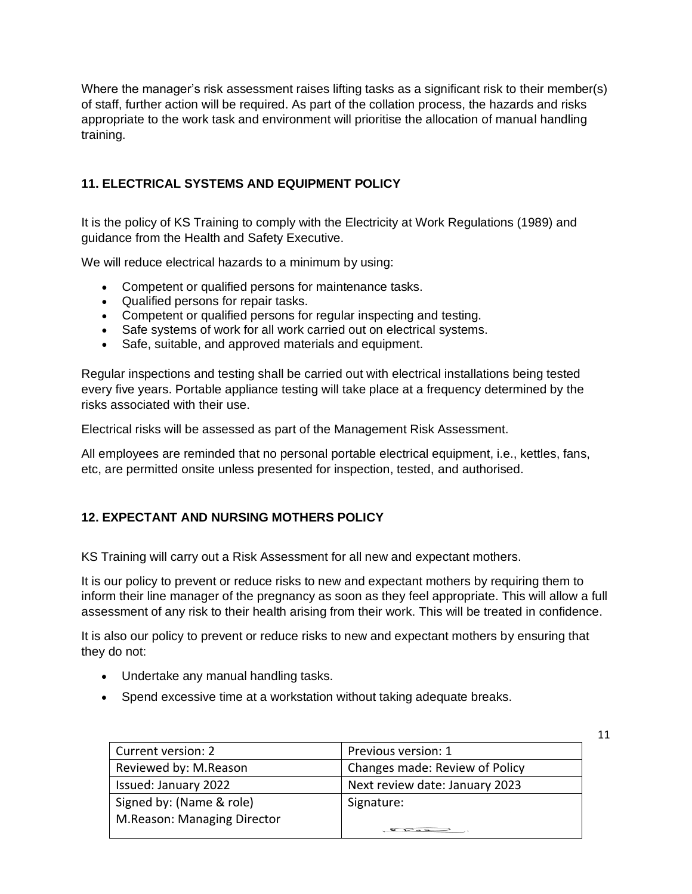Where the manager's risk assessment raises lifting tasks as a significant risk to their member(s) of staff, further action will be required. As part of the collation process, the hazards and risks appropriate to the work task and environment will prioritise the allocation of manual handling training.

## 11. ELECTRICAL SYSTEMS AND EQUIPMENT POLICY

It is the policy of KS Training to comply with the Electricity at Work Regulations (1989) and guidance from the Health and Safety Executive.

We will reduce electrical hazards to a minimum by using:

- Competent or qualified persons for maintenance tasks.
- Qualified persons for repair tasks.
- Competent or qualified persons for regular inspecting and testing.
- Safe systems of work for all work carried out on electrical systems.
- Safe, suitable, and approved materials and equipment.

Regular inspections and testing shall be carried out with electrical installations being tested every five years. Portable appliance testing will take place at a frequency determined by the risks associated with their use.

Electrical risks will be assessed as part of the Management Risk Assessment.

All employees are reminded that no personal portable electrical equipment, i.e., kettles, fans, etc, are permitted onsite unless presented for inspection, tested, and authorised.

## 12. EXPECTANT AND NURSING MOTHERS POLICY

KS Training will carry out a Risk Assessment for all new and expectant mothers.

It is our policy to prevent or reduce risks to new and expectant mothers by requiring them to inform their line manager of the pregnancy as soon as they feel appropriate. This will allow a full assessment of any risk to their health arising from their work. This will be treated in confidence.

It is also our policy to prevent or reduce risks to new and expectant mothers by ensuring that they do not:

- Undertake any manual handling tasks.
- Spend excessive time at a workstation without taking adequate breaks.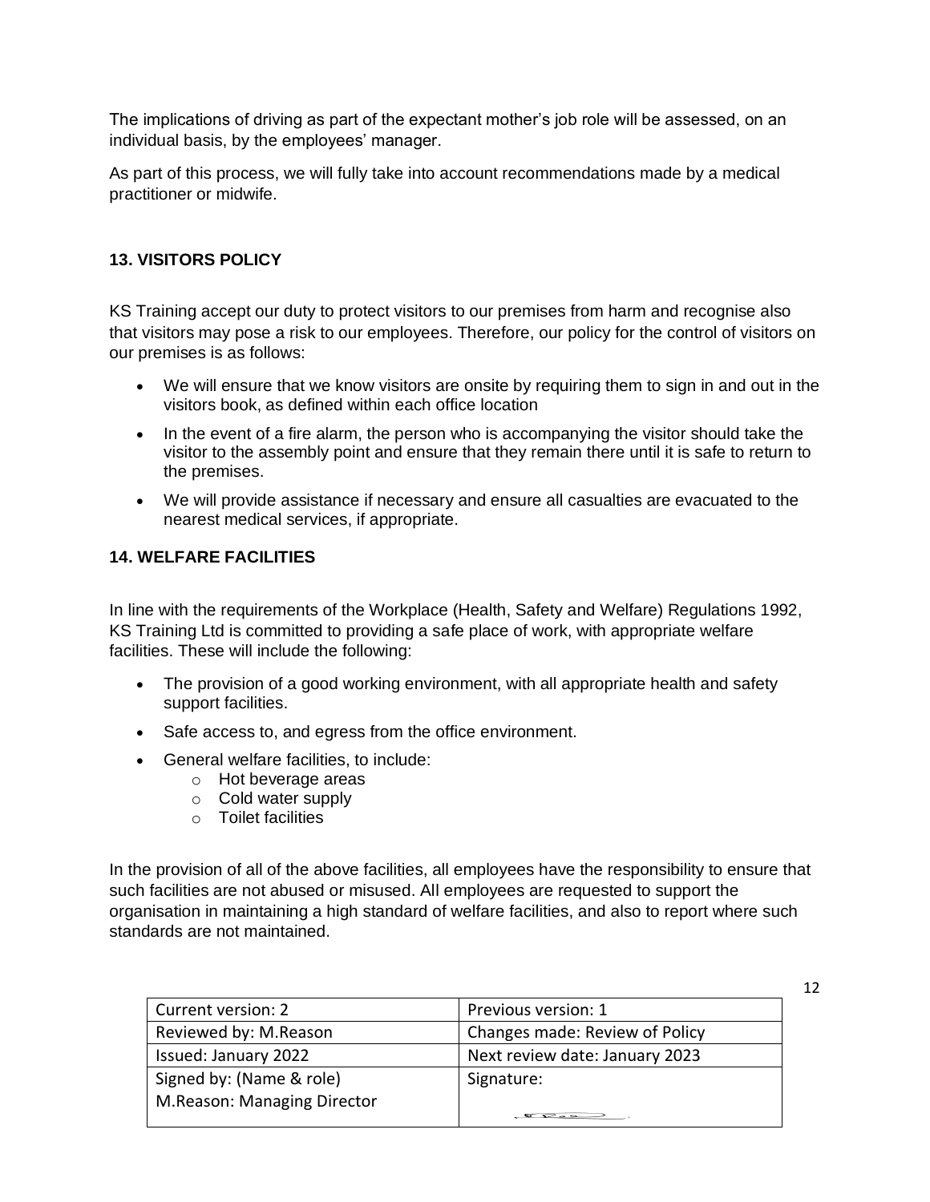The implications of driving as part of the expectant mother's job role will be assessed, on an individual basis, by the employees' manager.

As part of this process, we will fully take into account recommendations made by a medical practitioner or midwife.

## 13. VISITORS POLICY

KS Training accept our duty to protect visitors to our premises from harm and recognise also that visitors may pose a risk to our employees. Therefore, our policy for the control of visitors on our premises is as follows:

- We will ensure that we know visitors are onsite by requiring them to sign in and out in the visitors book, as defined within each office location
- In the event of a fire alarm, the person who is accompanying the visitor should take the visitor to the assembly point and ensure that they remain there until it is safe to return to the premises.
- We will provide assistance if necessary and ensure all casualties are evacuated to the nearest medical services, if appropriate.

## 14. WELFARE FACILITIES

In line with the requirements of the Workplace (Health, Safety and Welfare) Regulations 1992, KS Training Ltd is committed to providing a safe place of work, with appropriate welfare facilities. These will include the following:

- The provision of a good working environment, with all appropriate health and safety support facilities.
- Safe access to, and egress from the office environment.
- General welfare facilities, to include:
  - Hot beverage areas
  - Cold water supply
  - Toilet facilities

In the provision of all of the above facilities, all employees have the responsibility to ensure that such facilities are not abused or misused. All employees are requested to support the organisation in maintaining a high standard of welfare facilities, and also to report where such standards are not maintained.

| Current version: 2 | Previous version: 1 |
|---|---|
| Reviewed by: M.Reason | Changes made: Review of Policy |
| Issued: January 2022 | Next review date: January 2023 |
| Signed by: (Name & role) M.Reason: Managing Director | Signature: |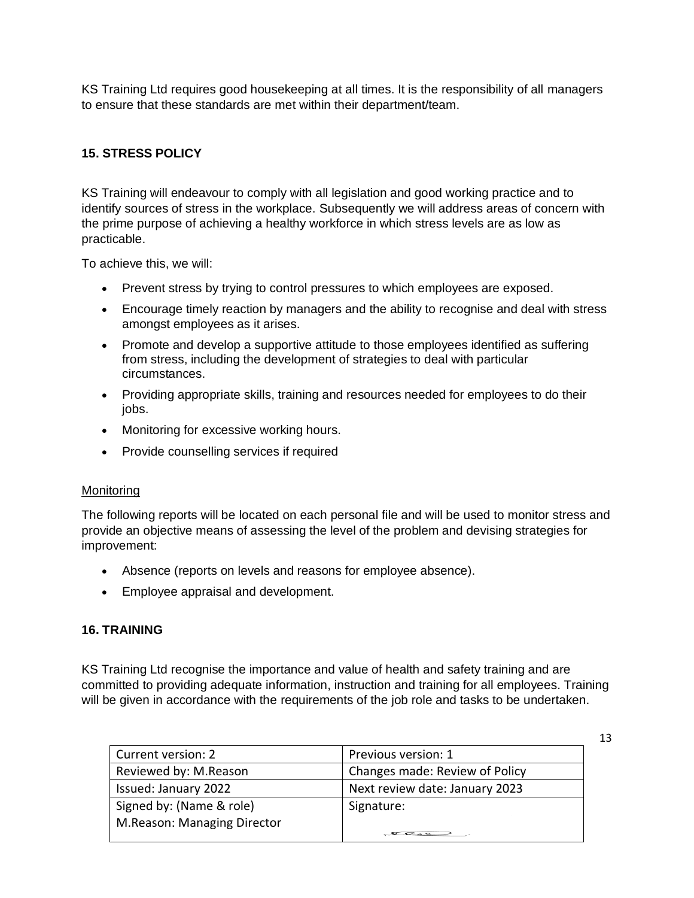KS Training Ltd requires good housekeeping at all times. It is the responsibility of all managers to ensure that these standards are met within their department/team.

## 15. STRESS POLICY

KS Training will endeavour to comply with all legislation and good working practice and to identify sources of stress in the workplace. Subsequently we will address areas of concern with the prime purpose of achieving a healthy workforce in which stress levels are as low as practicable.

To achieve this, we will:

- Prevent stress by trying to control pressures to which employees are exposed.
- Encourage timely reaction by managers and the ability to recognise and deal with stress amongst employees as it arises.
- Promote and develop a supportive attitude to those employees identified as suffering from stress, including the development of strategies to deal with particular circumstances.
- Providing appropriate skills, training and resources needed for employees to do their jobs.
- Monitoring for excessive working hours.
- Provide counselling services if required

Monitoring

The following reports will be located on each personal file and will be used to monitor stress and provide an objective means of assessing the level of the problem and devising strategies for improvement:

- Absence (reports on levels and reasons for employee absence).
- Employee appraisal and development.

## 16. TRAINING

KS Training Ltd recognise the importance and value of health and safety training and are committed to providing adequate information, instruction and training for all employees. Training will be given in accordance with the requirements of the job role and tasks to be undertaken.

| Current version: 2 | Previous version: 1 |
|---|---|
| Reviewed by: M.Reason | Changes made: Review of Policy |
| Issued: January 2022 | Next review date: January 2023 |
| Signed by: (Name & role) M.Reason: Managing Director | Signature: |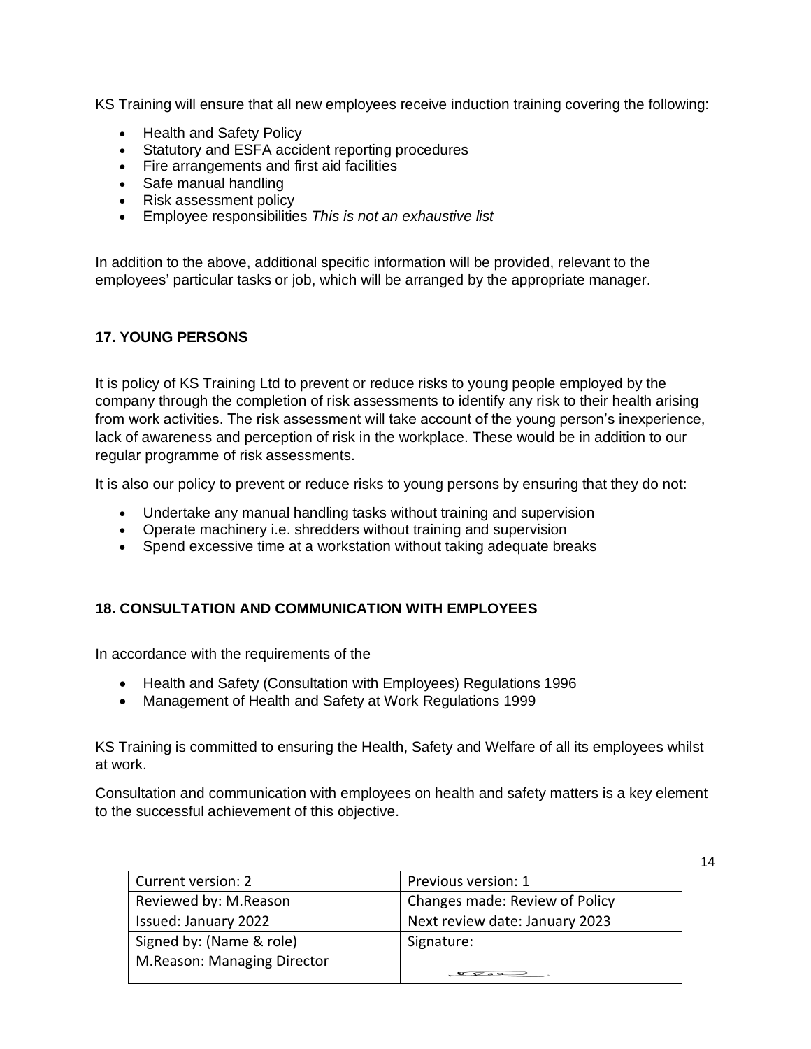KS Training will ensure that all new employees receive induction training covering the following:

- Health and Safety Policy
- Statutory and ESFA accident reporting procedures
- Fire arrangements and first aid facilities
- Safe manual handling
- Risk assessment policy
- Employee responsibilities *This is not an exhaustive list*

In addition to the above, additional specific information will be provided, relevant to the employees' particular tasks or job, which will be arranged by the appropriate manager.

## 17. YOUNG PERSONS

It is policy of KS Training Ltd to prevent or reduce risks to young people employed by the company through the completion of risk assessments to identify any risk to their health arising from work activities. The risk assessment will take account of the young person's inexperience, lack of awareness and perception of risk in the workplace. These would be in addition to our regular programme of risk assessments.

It is also our policy to prevent or reduce risks to young persons by ensuring that they do not:

- Undertake any manual handling tasks without training and supervision
- Operate machinery i.e. shredders without training and supervision
- Spend excessive time at a workstation without taking adequate breaks

## 18. CONSULTATION AND COMMUNICATION WITH EMPLOYEES

In accordance with the requirements of the

- Health and Safety (Consultation with Employees) Regulations 1996
- Management of Health and Safety at Work Regulations 1999

KS Training is committed to ensuring the Health, Safety and Welfare of all its employees whilst at work.

Consultation and communication with employees on health and safety matters is a key element to the successful achievement of this objective.

| Current version: 2 | Previous version: 1 |
|---|---|
| Reviewed by: M.Reason | Changes made: Review of Policy |
| Issued: January 2022 | Next review date: January 2023 |
| Signed by: (Name & role) M.Reason: Managing Director | Signature: |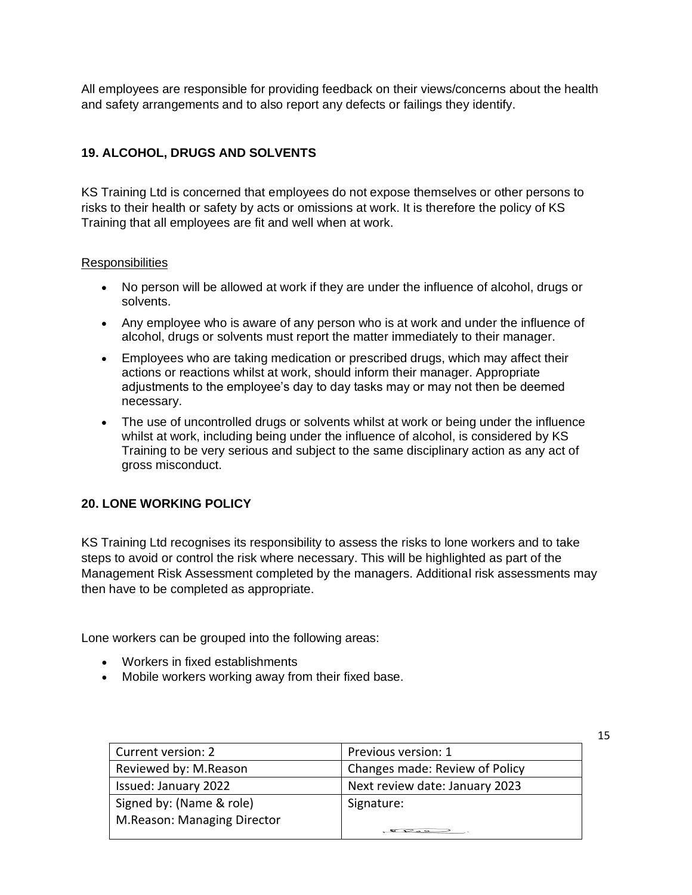All employees are responsible for providing feedback on their views/concerns about the health and safety arrangements and to also report any defects or failings they identify.

## 19. ALCOHOL, DRUGS AND SOLVENTS

KS Training Ltd is concerned that employees do not expose themselves or other persons to risks to their health or safety by acts or omissions at work. It is therefore the policy of KS Training that all employees are fit and well when at work.

Responsibilities

- No person will be allowed at work if they are under the influence of alcohol, drugs or solvents.
- Any employee who is aware of any person who is at work and under the influence of alcohol, drugs or solvents must report the matter immediately to their manager.
- Employees who are taking medication or prescribed drugs, which may affect their actions or reactions whilst at work, should inform their manager. Appropriate adjustments to the employee's day to day tasks may or may not then be deemed necessary.
- The use of uncontrolled drugs or solvents whilst at work or being under the influence whilst at work, including being under the influence of alcohol, is considered by KS Training to be very serious and subject to the same disciplinary action as any act of gross misconduct.

## 20. LONE WORKING POLICY

KS Training Ltd recognises its responsibility to assess the risks to lone workers and to take steps to avoid or control the risk where necessary. This will be highlighted as part of the Management Risk Assessment completed by the managers. Additional risk assessments may then have to be completed as appropriate.

Lone workers can be grouped into the following areas:

- Workers in fixed establishments
- Mobile workers working away from their fixed base.

| Current version: 2 | Previous version: 1 |
|---|---|
| Reviewed by: M.Reason | Changes made: Review of Policy |
| Issued: January 2022 | Next review date: January 2023 |
| Signed by: (Name & role) M.Reason: Managing Director | Signature: |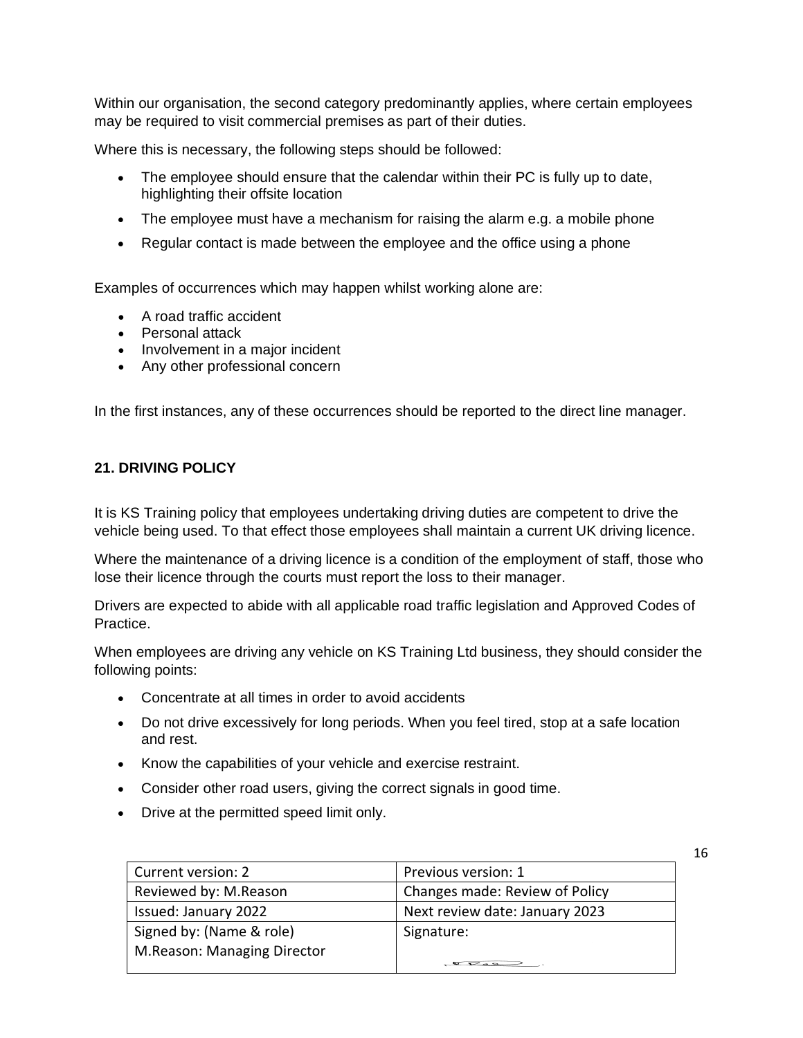Within our organisation, the second category predominantly applies, where certain employees may be required to visit commercial premises as part of their duties.

Where this is necessary, the following steps should be followed:

- The employee should ensure that the calendar within their PC is fully up to date, highlighting their offsite location
- The employee must have a mechanism for raising the alarm e.g. a mobile phone
- Regular contact is made between the employee and the office using a phone

Examples of occurrences which may happen whilst working alone are:

- A road traffic accident
- Personal attack
- Involvement in a major incident
- Any other professional concern

In the first instances, any of these occurrences should be reported to the direct line manager.

## 21. DRIVING POLICY

It is KS Training policy that employees undertaking driving duties are competent to drive the vehicle being used. To that effect those employees shall maintain a current UK driving licence.

Where the maintenance of a driving licence is a condition of the employment of staff, those who lose their licence through the courts must report the loss to their manager.

Drivers are expected to abide with all applicable road traffic legislation and Approved Codes of Practice.

When employees are driving any vehicle on KS Training Ltd business, they should consider the following points:

- Concentrate at all times in order to avoid accidents
- Do not drive excessively for long periods. When you feel tired, stop at a safe location and rest.
- Know the capabilities of your vehicle and exercise restraint.
- Consider other road users, giving the correct signals in good time.
- Drive at the permitted speed limit only.

| Current version: 2 | Previous version: 1 |
|---|---|
| Reviewed by: M.Reason | Changes made: Review of Policy |
| Issued: January 2022 | Next review date: January 2023 |
| Signed by: (Name & role) M.Reason: Managing Director | Signature: |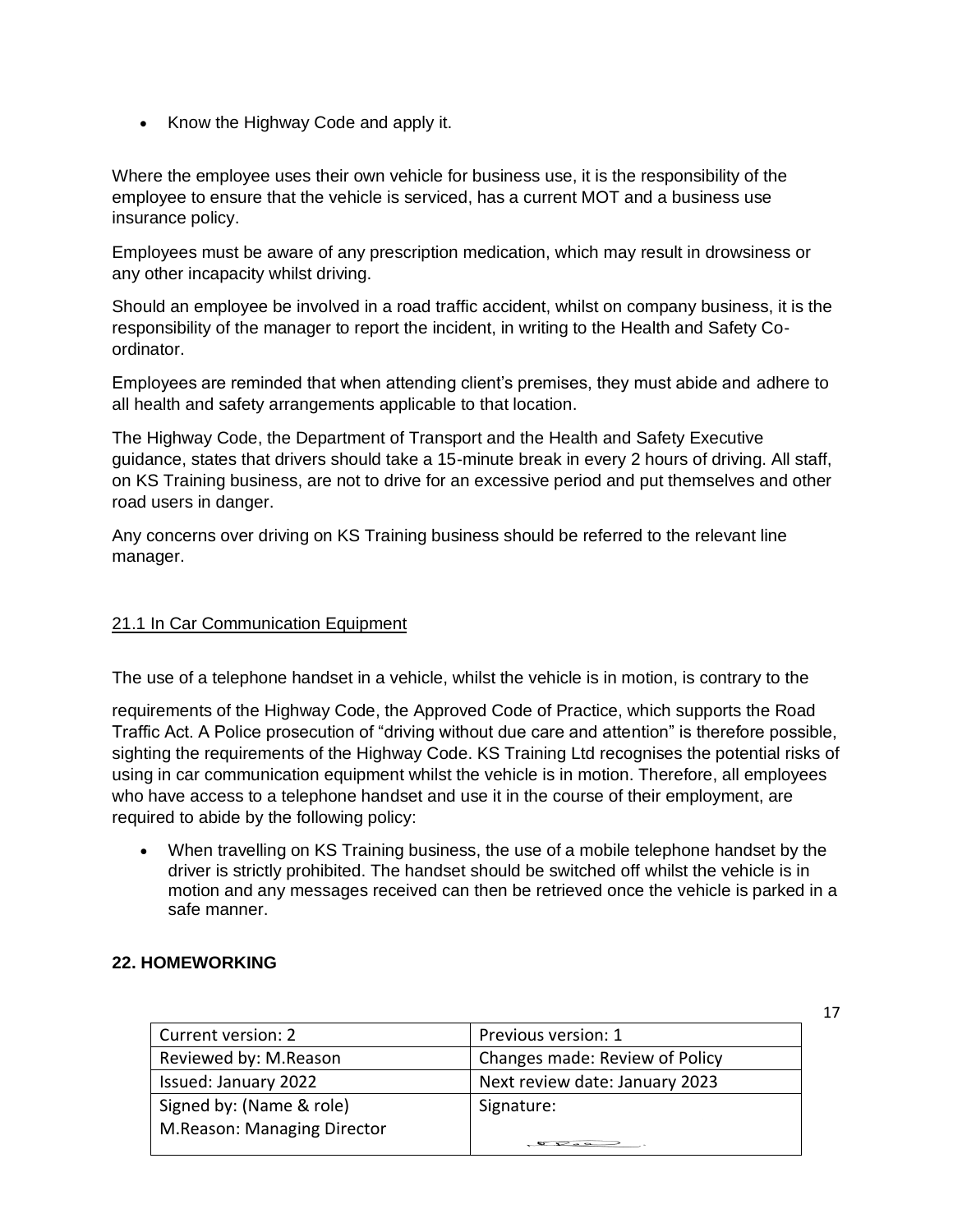- Know the Highway Code and apply it.

Where the employee uses their own vehicle for business use, it is the responsibility of the employee to ensure that the vehicle is serviced, has a current MOT and a business use insurance policy.

Employees must be aware of any prescription medication, which may result in drowsiness or any other incapacity whilst driving.

Should an employee be involved in a road traffic accident, whilst on company business, it is the responsibility of the manager to report the incident, in writing to the Health and Safety Co-ordinator.

Employees are reminded that when attending client's premises, they must abide and adhere to all health and safety arrangements applicable to that location.

The Highway Code, the Department of Transport and the Health and Safety Executive guidance, states that drivers should take a 15-minute break in every 2 hours of driving. All staff, on KS Training business, are not to drive for an excessive period and put themselves and other road users in danger.

Any concerns over driving on KS Training business should be referred to the relevant line manager.

### 21.1 In Car Communication Equipment

The use of a telephone handset in a vehicle, whilst the vehicle is in motion, is contrary to the

requirements of the Highway Code, the Approved Code of Practice, which supports the Road Traffic Act. A Police prosecution of "driving without due care and attention" is therefore possible, sighting the requirements of the Highway Code. KS Training Ltd recognises the potential risks of using in car communication equipment whilst the vehicle is in motion. Therefore, all employees who have access to a telephone handset and use it in the course of their employment, are required to abide by the following policy:

- When travelling on KS Training business, the use of a mobile telephone handset by the driver is strictly prohibited. The handset should be switched off whilst the vehicle is in motion and any messages received can then be retrieved once the vehicle is parked in a safe manner.

## 22. HOMEWORKING

| Current version: 2 | Previous version: 1 |
|---|---|
| Reviewed by: M.Reason | Changes made: Review of Policy |
| Issued: January 2022 | Next review date: January 2023 |
| Signed by: (Name & role) M.Reason: Managing Director | Signature: |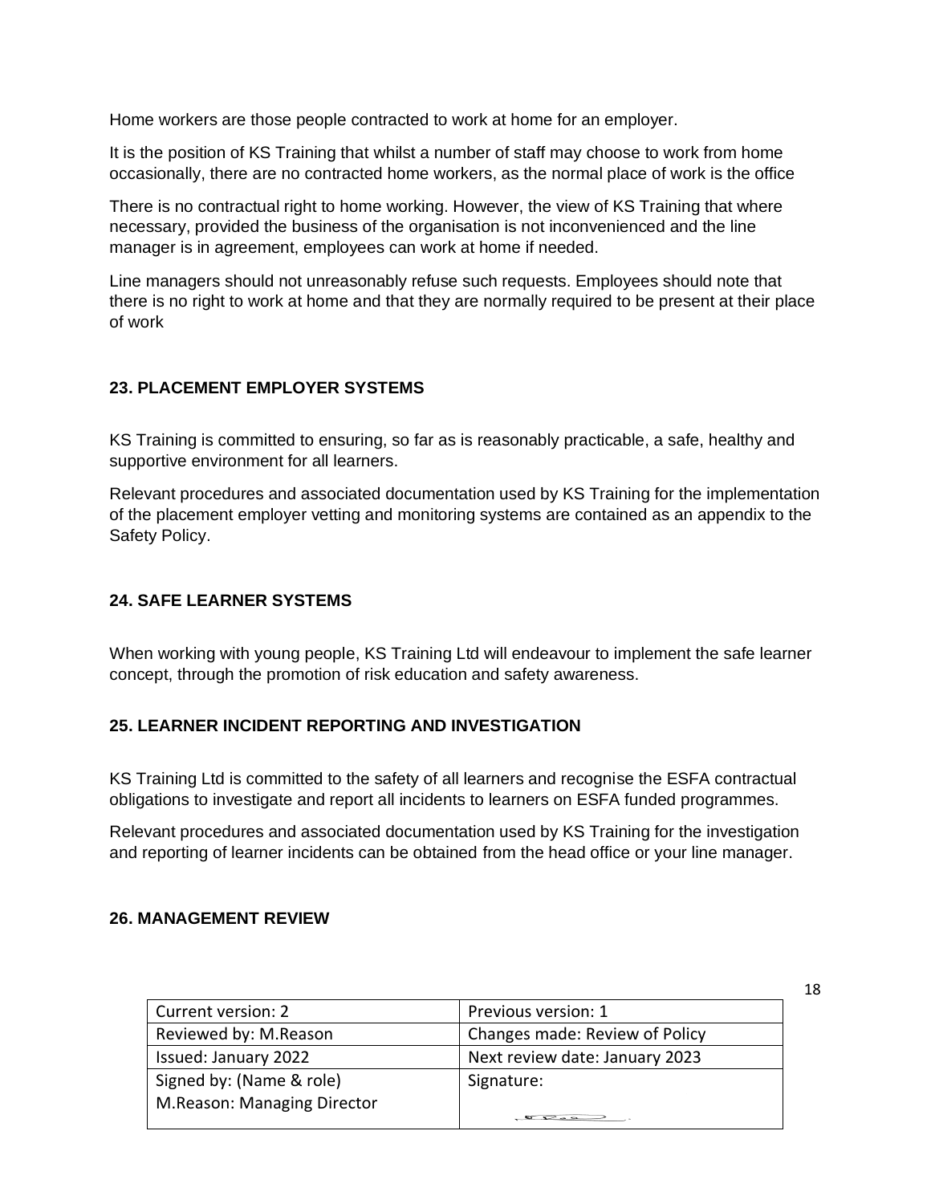Home workers are those people contracted to work at home for an employer.

It is the position of KS Training that whilst a number of staff may choose to work from home occasionally, there are no contracted home workers, as the normal place of work is the office

There is no contractual right to home working. However, the view of KS Training that where necessary, provided the business of the organisation is not inconvenienced and the line manager is in agreement, employees can work at home if needed.

Line managers should not unreasonably refuse such requests. Employees should note that there is no right to work at home and that they are normally required to be present at their place of work

### 23. PLACEMENT EMPLOYER SYSTEMS

KS Training is committed to ensuring, so far as is reasonably practicable, a safe, healthy and supportive environment for all learners.

Relevant procedures and associated documentation used by KS Training for the implementation of the placement employer vetting and monitoring systems are contained as an appendix to the Safety Policy.

### 24. SAFE LEARNER SYSTEMS

When working with young people, KS Training Ltd will endeavour to implement the safe learner concept, through the promotion of risk education and safety awareness.

### 25. LEARNER INCIDENT REPORTING AND INVESTIGATION

KS Training Ltd is committed to the safety of all learners and recognise the ESFA contractual obligations to investigate and report all incidents to learners on ESFA funded programmes.

Relevant procedures and associated documentation used by KS Training for the investigation and reporting of learner incidents can be obtained from the head office or your line manager.

### 26. MANAGEMENT REVIEW

| Current version: 2 | Previous version: 1 |
|---|---|
| Reviewed by: M.Reason | Changes made: Review of Policy |
| Issued: January 2022 | Next review date: January 2023 |
| Signed by: (Name & role) M.Reason: Managing Director | Signature: |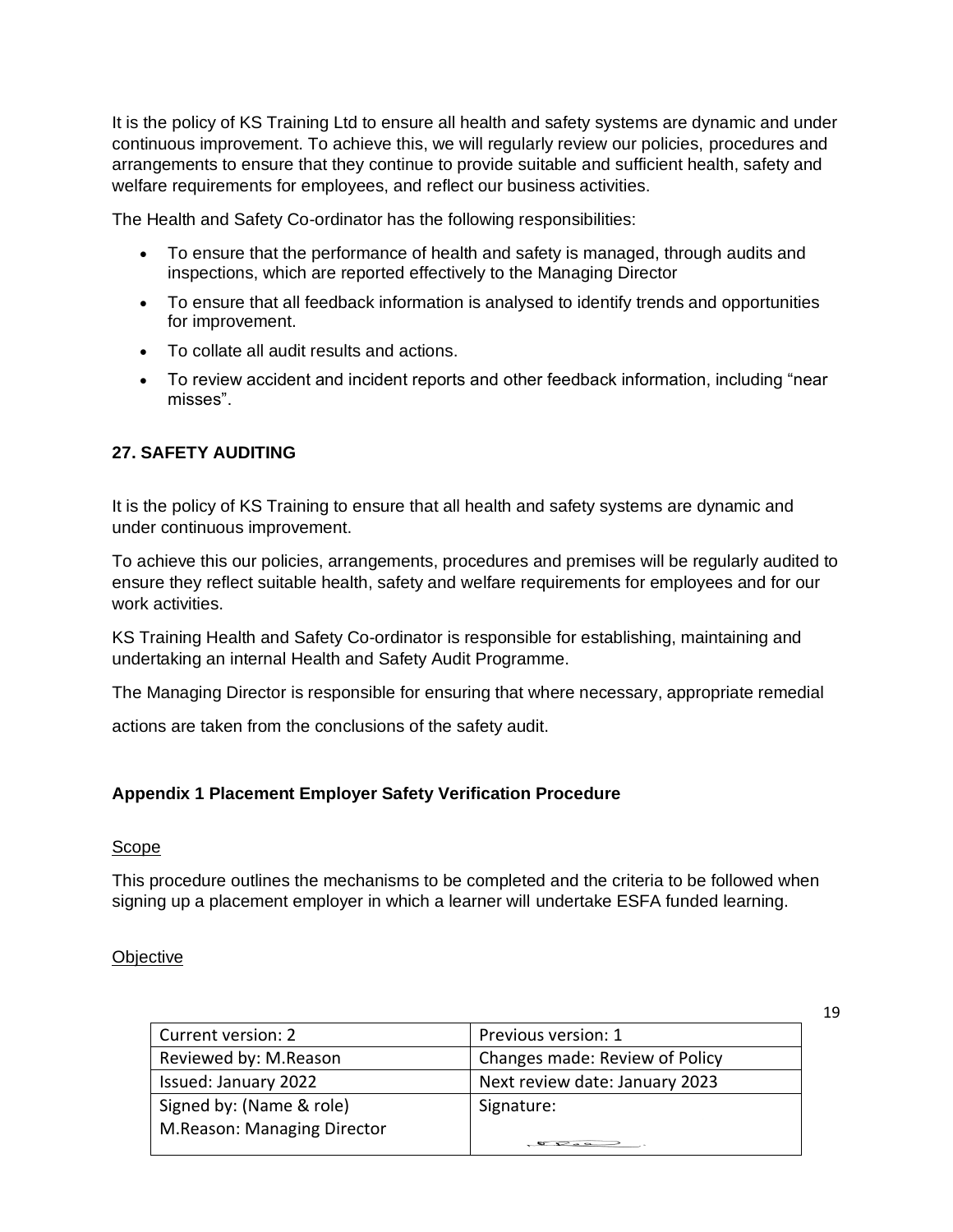It is the policy of KS Training Ltd to ensure all health and safety systems are dynamic and under continuous improvement. To achieve this, we will regularly review our policies, procedures and arrangements to ensure that they continue to provide suitable and sufficient health, safety and welfare requirements for employees, and reflect our business activities.

The Health and Safety Co-ordinator has the following responsibilities:

- To ensure that the performance of health and safety is managed, through audits and inspections, which are reported effectively to the Managing Director
- To ensure that all feedback information is analysed to identify trends and opportunities for improvement.
- To collate all audit results and actions.
- To review accident and incident reports and other feedback information, including "near misses".

## 27. SAFETY AUDITING

It is the policy of KS Training to ensure that all health and safety systems are dynamic and under continuous improvement.

To achieve this our policies, arrangements, procedures and premises will be regularly audited to ensure they reflect suitable health, safety and welfare requirements for employees and for our work activities.

KS Training Health and Safety Co-ordinator is responsible for establishing, maintaining and undertaking an internal Health and Safety Audit Programme.

The Managing Director is responsible for ensuring that where necessary, appropriate remedial

actions are taken from the conclusions of the safety audit.

## Appendix 1 Placement Employer Safety Verification Procedure

Scope

This procedure outlines the mechanisms to be completed and the criteria to be followed when signing up a placement employer in which a learner will undertake ESFA funded learning.

Objective

| Current version: 2 | Previous version: 1 |
| --- | --- |
| Reviewed by: M.Reason | Changes made: Review of Policy |
| Issued: January 2022 | Next review date: January 2023 |
| Signed by: (Name & role) M.Reason: Managing Director | Signature: |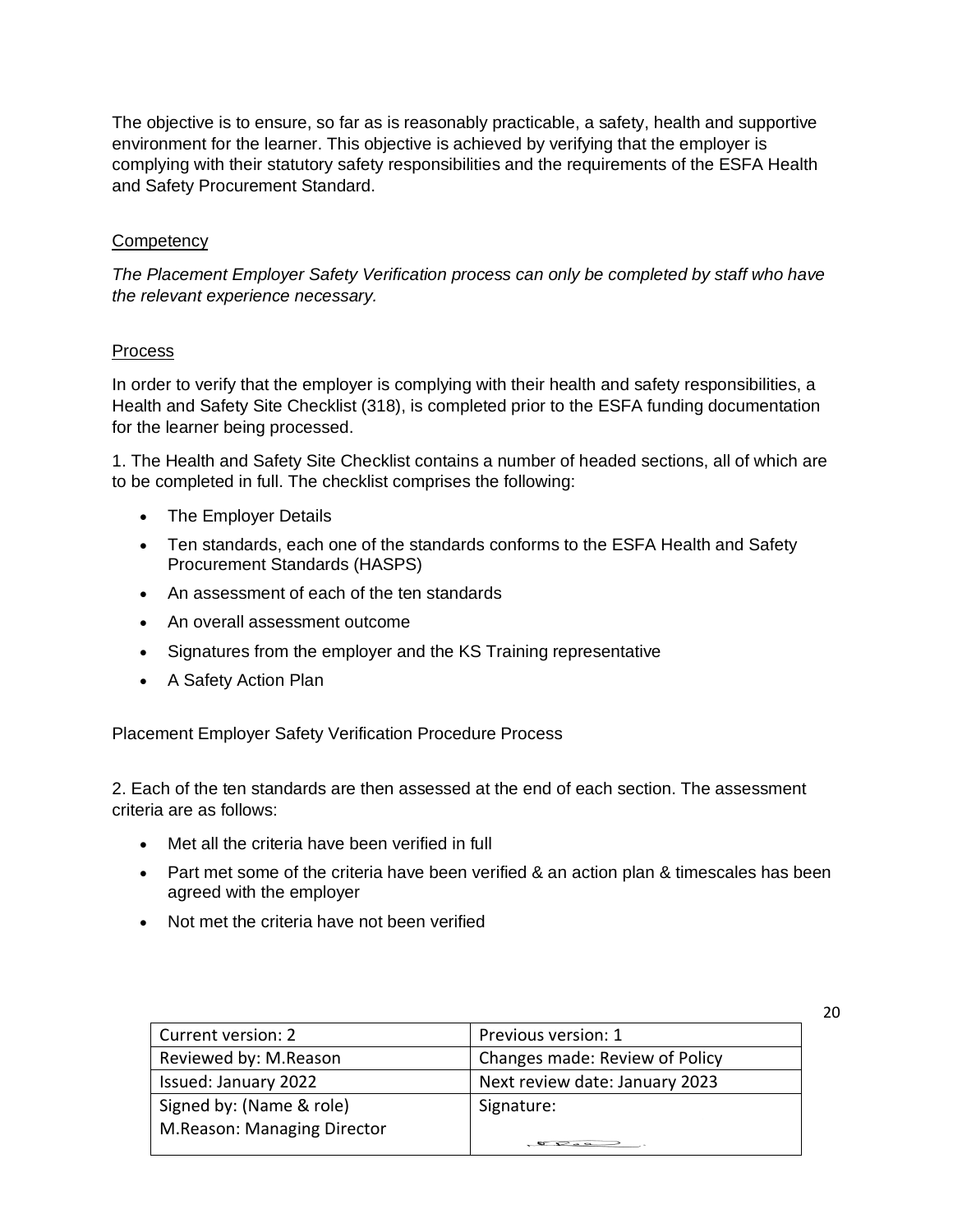The objective is to ensure, so far as is reasonably practicable, a safety, health and supportive environment for the learner. This objective is achieved by verifying that the employer is complying with their statutory safety responsibilities and the requirements of the ESFA Health and Safety Procurement Standard.

## Competency

*The Placement Employer Safety Verification process can only be completed by staff who have the relevant experience necessary.*

## Process

In order to verify that the employer is complying with their health and safety responsibilities, a Health and Safety Site Checklist (318), is completed prior to the ESFA funding documentation for the learner being processed.

1. The Health and Safety Site Checklist contains a number of headed sections, all of which are to be completed in full. The checklist comprises the following:

- The Employer Details
- Ten standards, each one of the standards conforms to the ESFA Health and Safety Procurement Standards (HASPS)
- An assessment of each of the ten standards
- An overall assessment outcome
- Signatures from the employer and the KS Training representative
- A Safety Action Plan

Placement Employer Safety Verification Procedure Process

2. Each of the ten standards are then assessed at the end of each section. The assessment criteria are as follows:

- Met all the criteria have been verified in full
- Part met some of the criteria have been verified & an action plan & timescales has been agreed with the employer
- Not met the criteria have not been verified

| Current version: 2 | Previous version: 1 |
|---|---|
| Reviewed by: M.Reason | Changes made: Review of Policy |
| Issued: January 2022 | Next review date: January 2023 |
| Signed by: (Name & role) M.Reason: Managing Director | Signature: |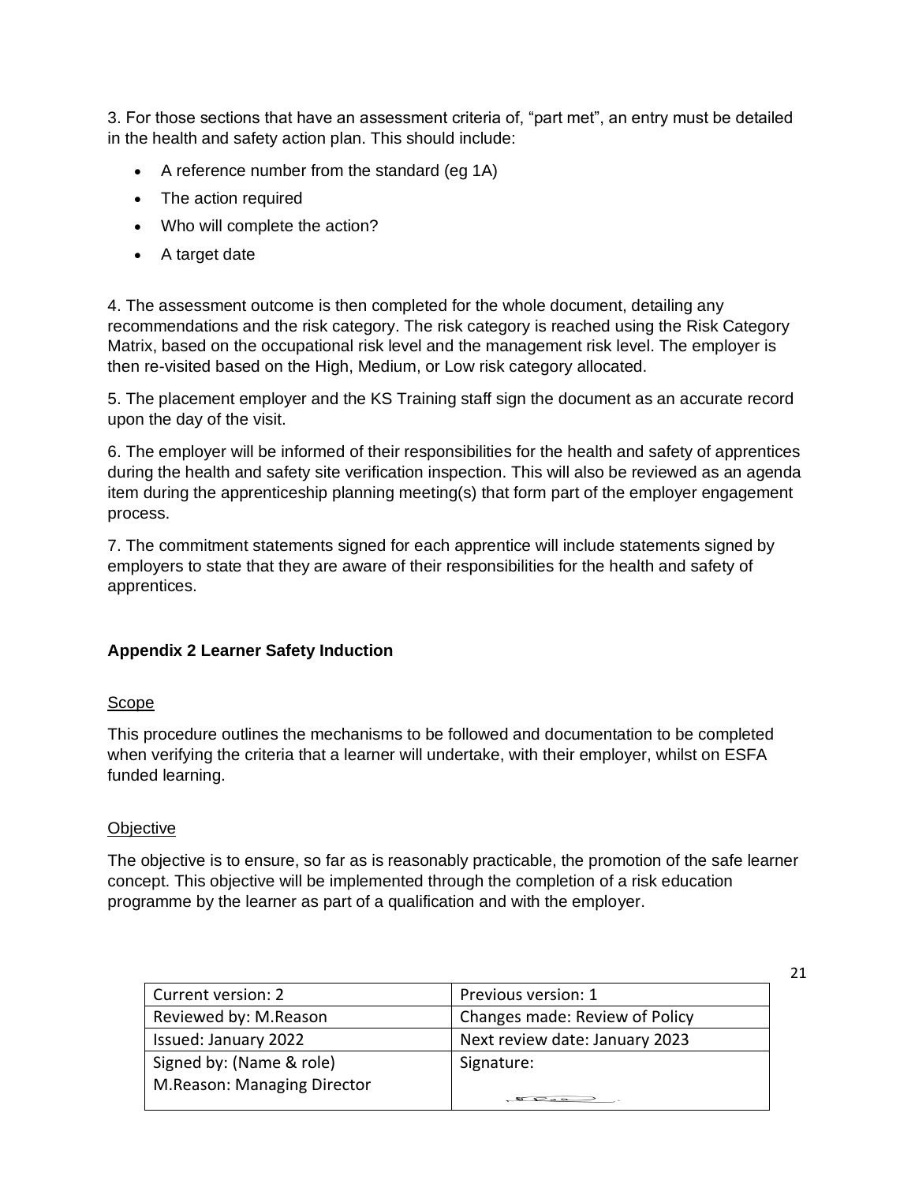3. For those sections that have an assessment criteria of, "part met", an entry must be detailed in the health and safety action plan. This should include:

- A reference number from the standard (eg 1A)
- The action required
- Who will complete the action?
- A target date

4. The assessment outcome is then completed for the whole document, detailing any recommendations and the risk category. The risk category is reached using the Risk Category Matrix, based on the occupational risk level and the management risk level. The employer is then re-visited based on the High, Medium, or Low risk category allocated.

5. The placement employer and the KS Training staff sign the document as an accurate record upon the day of the visit.

6. The employer will be informed of their responsibilities for the health and safety of apprentices during the health and safety site verification inspection. This will also be reviewed as an agenda item during the apprenticeship planning meeting(s) that form part of the employer engagement process.

7. The commitment statements signed for each apprentice will include statements signed by employers to state that they are aware of their responsibilities for the health and safety of apprentices.

**Appendix 2 Learner Safety Induction**

Scope

This procedure outlines the mechanisms to be followed and documentation to be completed when verifying the criteria that a learner will undertake, with their employer, whilst on ESFA funded learning.

Objective

The objective is to ensure, so far as is reasonably practicable, the promotion of the safe learner concept. This objective will be implemented through the completion of a risk education programme by the learner as part of a qualification and with the employer.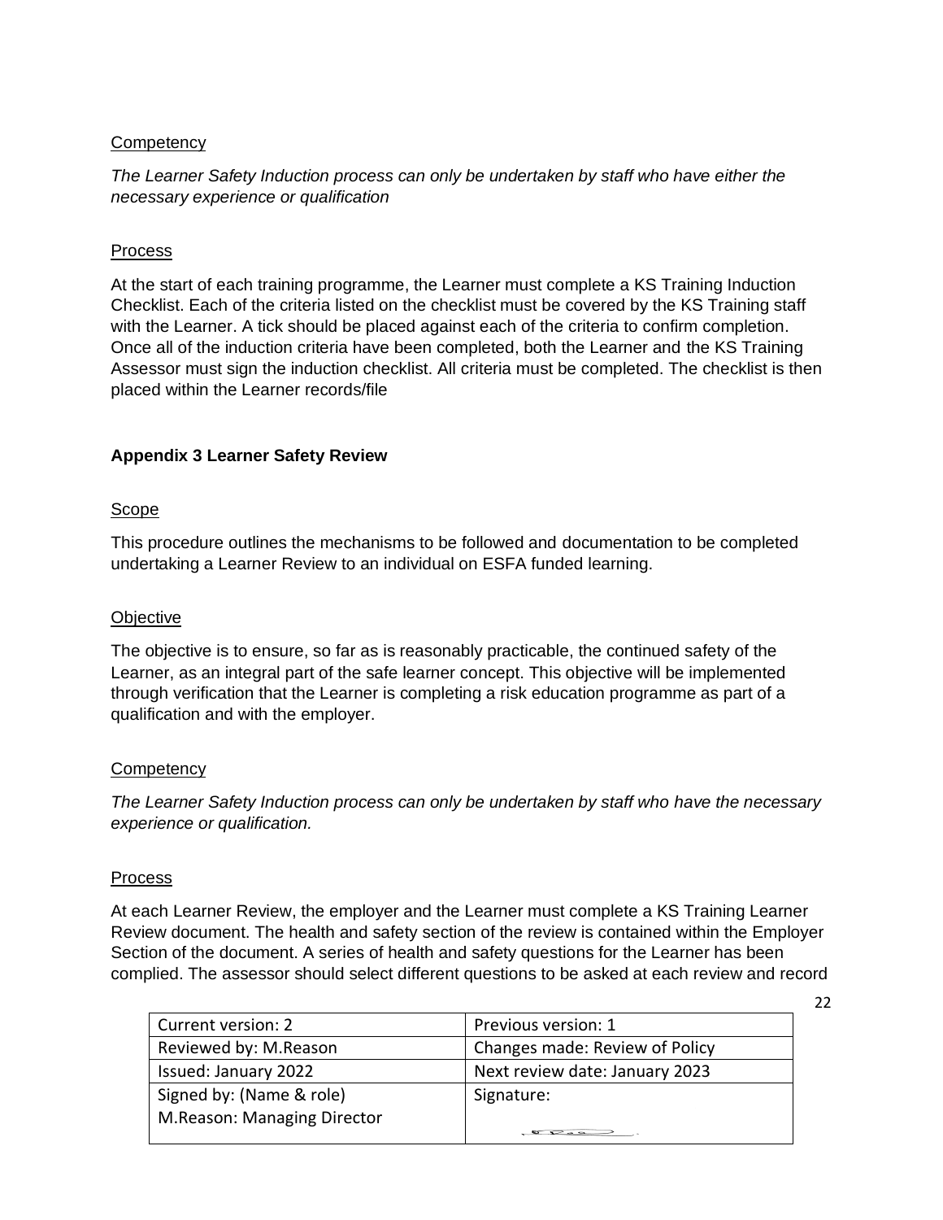Competency

*The Learner Safety Induction process can only be undertaken by staff who have either the necessary experience or qualification*

Process

At the start of each training programme, the Learner must complete a KS Training Induction Checklist. Each of the criteria listed on the checklist must be covered by the KS Training staff with the Learner. A tick should be placed against each of the criteria to confirm completion. Once all of the induction criteria have been completed, both the Learner and the KS Training Assessor must sign the induction checklist. All criteria must be completed. The checklist is then placed within the Learner records/file

**Appendix 3 Learner Safety Review**

Scope

This procedure outlines the mechanisms to be followed and documentation to be completed undertaking a Learner Review to an individual on ESFA funded learning.

Objective

The objective is to ensure, so far as is reasonably practicable, the continued safety of the Learner, as an integral part of the safe learner concept. This objective will be implemented through verification that the Learner is completing a risk education programme as part of a qualification and with the employer.

Competency

*The Learner Safety Induction process can only be undertaken by staff who have the necessary experience or qualification.*

Process

At each Learner Review, the employer and the Learner must complete a KS Training Learner Review document. The health and safety section of the review is contained within the Employer Section of the document. A series of health and safety questions for the Learner has been complied. The assessor should select different questions to be asked at each review and record

| Current version: 2 | Previous version: 1 |
|---|---|
| Reviewed by: M.Reason | Changes made: Review of Policy |
| Issued: January 2022 | Next review date: January 2023 |
| Signed by: (Name & role) M.Reason: Managing Director | Signature: |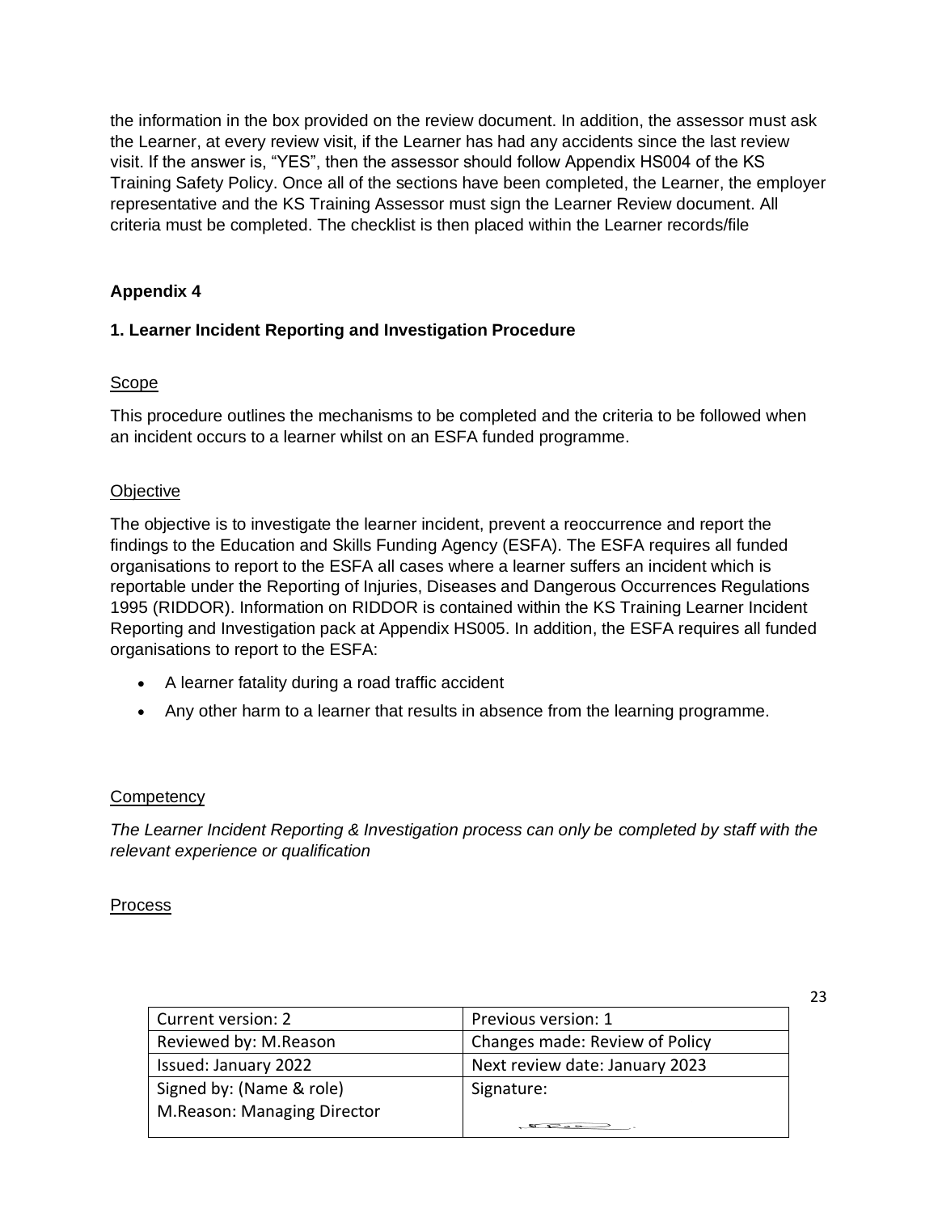the information in the box provided on the review document. In addition, the assessor must ask the Learner, at every review visit, if the Learner has had any accidents since the last review visit. If the answer is, "YES", then the assessor should follow Appendix HS004 of the KS Training Safety Policy. Once all of the sections have been completed, the Learner, the employer representative and the KS Training Assessor must sign the Learner Review document. All criteria must be completed. The checklist is then placed within the Learner records/file

**Appendix 4**

**1. Learner Incident Reporting and Investigation Procedure**

Scope

This procedure outlines the mechanisms to be completed and the criteria to be followed when an incident occurs to a learner whilst on an ESFA funded programme.

Objective

The objective is to investigate the learner incident, prevent a reoccurrence and report the findings to the Education and Skills Funding Agency (ESFA). The ESFA requires all funded organisations to report to the ESFA all cases where a learner suffers an incident which is reportable under the Reporting of Injuries, Diseases and Dangerous Occurrences Regulations 1995 (RIDDOR). Information on RIDDOR is contained within the KS Training Learner Incident Reporting and Investigation pack at Appendix HS005. In addition, the ESFA requires all funded organisations to report to the ESFA:

- A learner fatality during a road traffic accident
- Any other harm to a learner that results in absence from the learning programme.

Competency

*The Learner Incident Reporting & Investigation process can only be completed by staff with the relevant experience or qualification*

Process

| Current version: 2 | Previous version: 1 |
|---|---|
| Reviewed by: M.Reason | Changes made: Review of Policy |
| Issued: January 2022 | Next review date: January 2023 |
| Signed by: (Name & role) M.Reason: Managing Director | Signature: |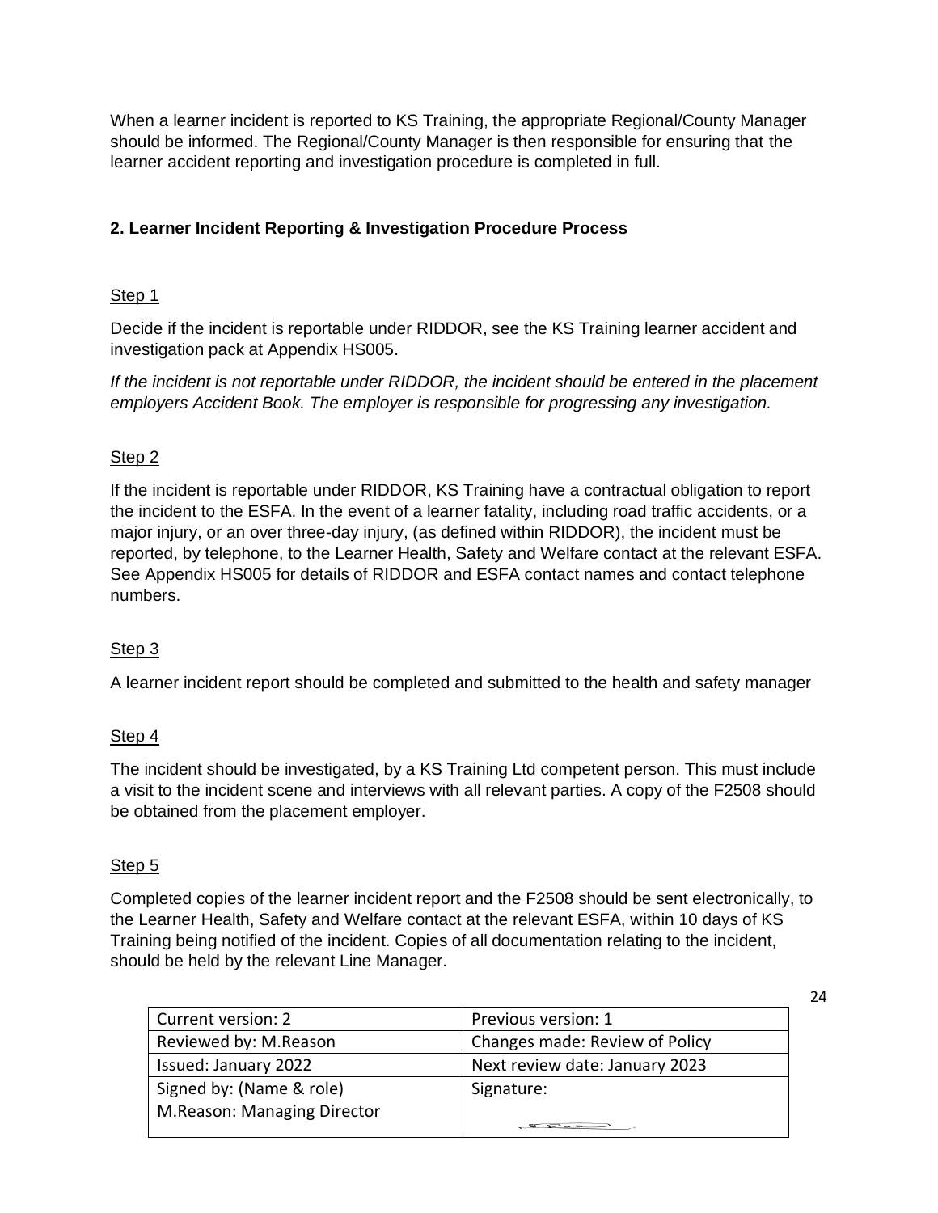When a learner incident is reported to KS Training, the appropriate Regional/County Manager should be informed. The Regional/County Manager is then responsible for ensuring that the learner accident reporting and investigation procedure is completed in full.

### 2. Learner Incident Reporting & Investigation Procedure Process

Step 1

Decide if the incident is reportable under RIDDOR, see the KS Training learner accident and investigation pack at Appendix HS005.

*If the incident is not reportable under RIDDOR, the incident should be entered in the placement employers Accident Book. The employer is responsible for progressing any investigation.*

Step 2

If the incident is reportable under RIDDOR, KS Training have a contractual obligation to report the incident to the ESFA. In the event of a learner fatality, including road traffic accidents, or a major injury, or an over three-day injury, (as defined within RIDDOR), the incident must be reported, by telephone, to the Learner Health, Safety and Welfare contact at the relevant ESFA. See Appendix HS005 for details of RIDDOR and ESFA contact names and contact telephone numbers.

Step 3

A learner incident report should be completed and submitted to the health and safety manager

Step 4

The incident should be investigated, by a KS Training Ltd competent person. This must include a visit to the incident scene and interviews with all relevant parties. A copy of the F2508 should be obtained from the placement employer.

Step 5

Completed copies of the learner incident report and the F2508 should be sent electronically, to the Learner Health, Safety and Welfare contact at the relevant ESFA, within 10 days of KS Training being notified of the incident. Copies of all documentation relating to the incident, should be held by the relevant Line Manager.

| Current version: 2 | Previous version: 1 |
|---|---|
| Reviewed by: M.Reason | Changes made: Review of Policy |
| Issued: January 2022 | Next review date: January 2023 |
| Signed by: (Name & role) M.Reason: Managing Director | Signature: |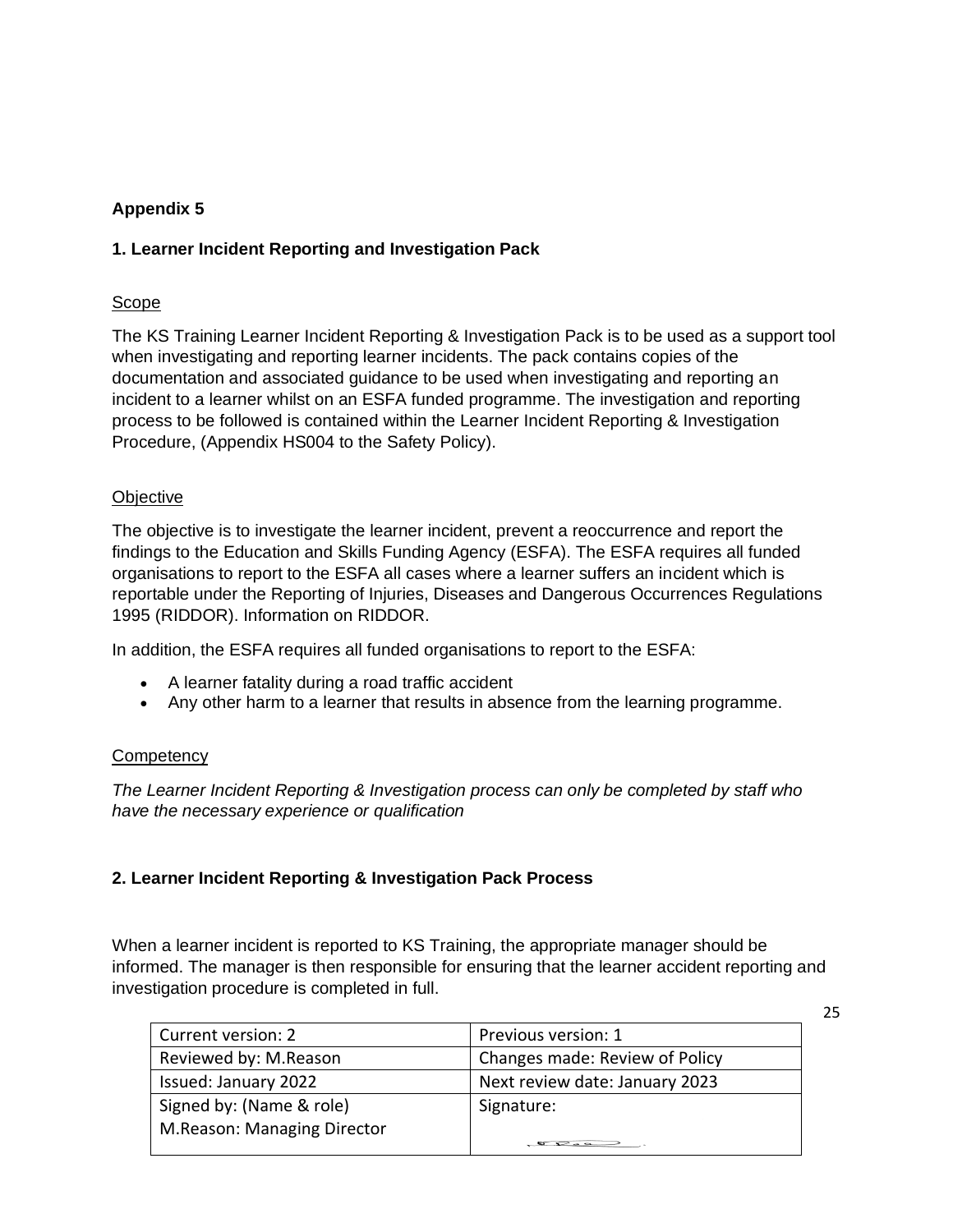**Appendix 5**

**1. Learner Incident Reporting and Investigation Pack**

Scope

The KS Training Learner Incident Reporting & Investigation Pack is to be used as a support tool when investigating and reporting learner incidents. The pack contains copies of the documentation and associated guidance to be used when investigating and reporting an incident to a learner whilst on an ESFA funded programme. The investigation and reporting process to be followed is contained within the Learner Incident Reporting & Investigation Procedure, (Appendix HS004 to the Safety Policy).

Objective

The objective is to investigate the learner incident, prevent a reoccurrence and report the findings to the Education and Skills Funding Agency (ESFA). The ESFA requires all funded organisations to report to the ESFA all cases where a learner suffers an incident which is reportable under the Reporting of Injuries, Diseases and Dangerous Occurrences Regulations 1995 (RIDDOR). Information on RIDDOR.

In addition, the ESFA requires all funded organisations to report to the ESFA:

- A learner fatality during a road traffic accident
- Any other harm to a learner that results in absence from the learning programme.

Competency

*The Learner Incident Reporting & Investigation process can only be completed by staff who have the necessary experience or qualification*

**2. Learner Incident Reporting & Investigation Pack Process**

When a learner incident is reported to KS Training, the appropriate manager should be informed. The manager is then responsible for ensuring that the learner accident reporting and investigation procedure is completed in full.

| Current version: 2 | Previous version: 1 |
|---|---|
| Reviewed by: M.Reason | Changes made: Review of Policy |
| Issued: January 2022 | Next review date: January 2023 |
| Signed by: (Name & role) M.Reason: Managing Director | Signature: |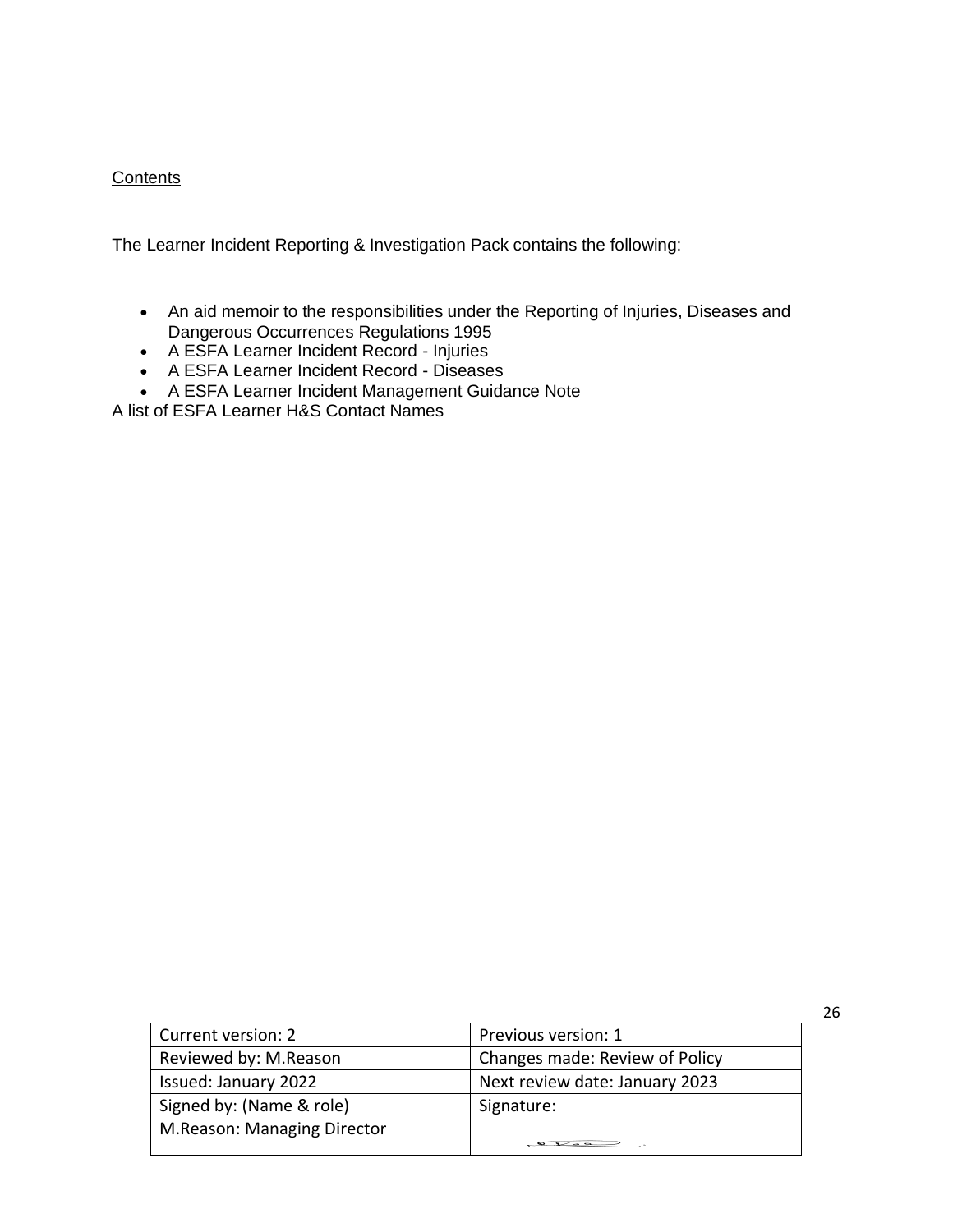Contents

The Learner Incident Reporting & Investigation Pack contains the following:

- An aid memoir to the responsibilities under the Reporting of Injuries, Diseases and Dangerous Occurrences Regulations 1995
- A ESFA Learner Incident Record - Injuries
- A ESFA Learner Incident Record - Diseases
- A ESFA Learner Incident Management Guidance Note

A list of ESFA Learner H&S Contact Names

| | |
|---|---|
| Current version: 2 | Previous version: 1 |
| Reviewed by: M.Reason | Changes made: Review of Policy |
| Issued: January 2022 | Next review date: January 2023 |
| Signed by: (Name & role) M.Reason: Managing Director | Signature: |